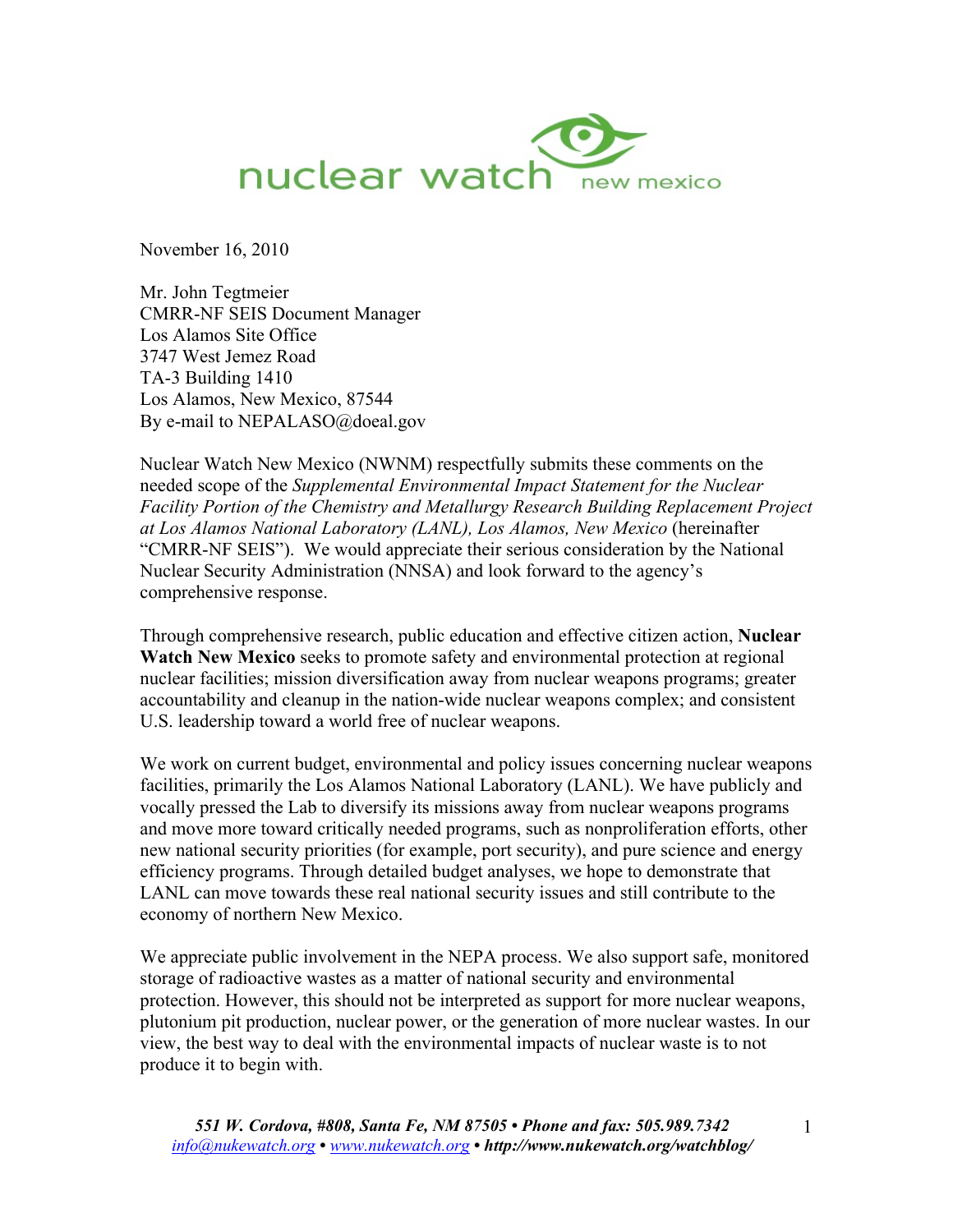nuclear watch new mexico

November 16, 2010

Mr. John Tegtmeier
CMRR-NF SEIS Document Manager
Los Alamos Site Office
3747 West Jemez Road
TA-3 Building 1410
Los Alamos, New Mexico, 87544
By e-mail to NEPALASO@doeal.gov

Nuclear Watch New Mexico (NWNM) respectfully submits these comments on the needed scope of the *Supplemental Environmental Impact Statement for the Nuclear Facility Portion of the Chemistry and Metallurgy Research Building Replacement Project at Los Alamos National Laboratory (LANL), Los Alamos, New Mexico* (hereinafter "CMRR-NF SEIS"). We would appreciate their serious consideration by the National Nuclear Security Administration (NNSA) and look forward to the agency's comprehensive response.

Through comprehensive research, public education and effective citizen action, **Nuclear Watch New Mexico** seeks to promote safety and environmental protection at regional nuclear facilities; mission diversification away from nuclear weapons programs; greater accountability and cleanup in the nation-wide nuclear weapons complex; and consistent U.S. leadership toward a world free of nuclear weapons.

We work on current budget, environmental and policy issues concerning nuclear weapons facilities, primarily the Los Alamos National Laboratory (LANL). We have publicly and vocally pressed the Lab to diversify its missions away from nuclear weapons programs and move more toward critically needed programs, such as nonproliferation efforts, other new national security priorities (for example, port security), and pure science and energy efficiency programs. Through detailed budget analyses, we hope to demonstrate that LANL can move towards these real national security issues and still contribute to the economy of northern New Mexico.

We appreciate public involvement in the NEPA process. We also support safe, monitored storage of radioactive wastes as a matter of national security and environmental protection. However, this should not be interpreted as support for more nuclear weapons, plutonium pit production, nuclear power, or the generation of more nuclear wastes. In our view, the best way to deal with the environmental impacts of nuclear waste is to not produce it to begin with.

*551 W. Cordova, #808, Santa Fe, NM 87505 • Phone and fax: 505.989.7342*
*info@nukewatch.org • www.nukewatch.org • http://www.nukewatch.org/watchblog/*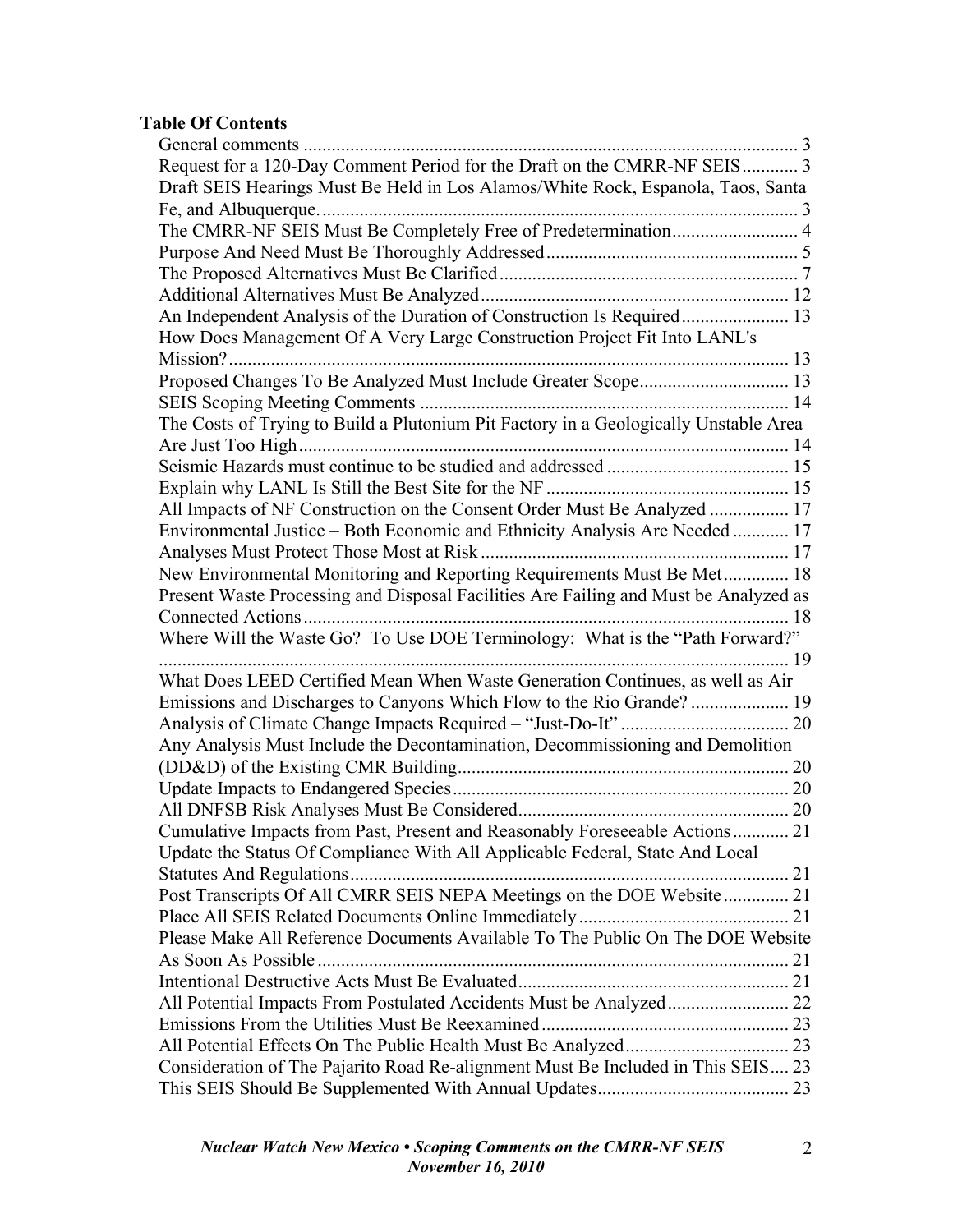**Table Of Contents**

General comments .......................................................................................................... 3
Request for a 120-Day Comment Period for the Draft on the CMRR-NF SEIS............ 3
Draft SEIS Hearings Must Be Held in Los Alamos/White Rock, Espanola, Taos, Santa Fe, and Albuquerque. ..................................................................................................... 3
The CMRR-NF SEIS Must Be Completely Free of Predetermination........................... 4
Purpose And Need Must Be Thoroughly Addressed...................................................... 5
The Proposed Alternatives Must Be Clarified................................................................ 7
Additional Alternatives Must Be Analyzed.................................................................. 12
An Independent Analysis of the Duration of Construction Is Required....................... 13
How Does Management Of A Very Large Construction Project Fit Into LANL's Mission?........................................................................................................................ 13
Proposed Changes To Be Analyzed Must Include Greater Scope................................ 13
SEIS Scoping Meeting Comments ............................................................................... 14
The Costs of Trying to Build a Plutonium Pit Factory in a Geologically Unstable Area Are Just Too High......................................................................................................... 14
Seismic Hazards must continue to be studied and addressed ....................................... 15
Explain why LANL Is Still the Best Site for the NF.................................................... 15
All Impacts of NF Construction on the Consent Order Must Be Analyzed ................. 17
Environmental Justice – Both Economic and Ethnicity Analysis Are Needed ............ 17
Analyses Must Protect Those Most at Risk.................................................................. 17
New Environmental Monitoring and Reporting Requirements Must Be Met.............. 18
Present Waste Processing and Disposal Facilities Are Failing and Must be Analyzed as Connected Actions........................................................................................................ 18
Where Will the Waste Go? To Use DOE Terminology: What is the "Path Forward?" ....................................................................................................................................... 19
What Does LEED Certified Mean When Waste Generation Continues, as well as Air Emissions and Discharges to Canyons Which Flow to the Rio Grande? ..................... 19
Analysis of Climate Change Impacts Required – "Just-Do-It" .................................... 20
Any Analysis Must Include the Decontamination, Decommissioning and Demolition (DD&D) of the Existing CMR Building....................................................................... 20
Update Impacts to Endangered Species........................................................................ 20
All DNFSB Risk Analyses Must Be Considered.......................................................... 20
Cumulative Impacts from Past, Present and Reasonably Foreseeable Actions............ 21
Update the Status Of Compliance With All Applicable Federal, State And Local Statutes And Regulations.............................................................................................. 21
Post Transcripts Of All CMRR SEIS NEPA Meetings on the DOE Website.............. 21
Place All SEIS Related Documents Online Immediately............................................. 21
Please Make All Reference Documents Available To The Public On The DOE Website As Soon As Possible ..................................................................................................... 21
Intentional Destructive Acts Must Be Evaluated.......................................................... 21
All Potential Impacts From Postulated Accidents Must be Analyzed.......................... 22
Emissions From the Utilities Must Be Reexamined..................................................... 23
All Potential Effects On The Public Health Must Be Analyzed................................... 23
Consideration of The Pajarito Road Re-alignment Must Be Included in This SEIS.... 23
This SEIS Should Be Supplemented With Annual Updates......................................... 23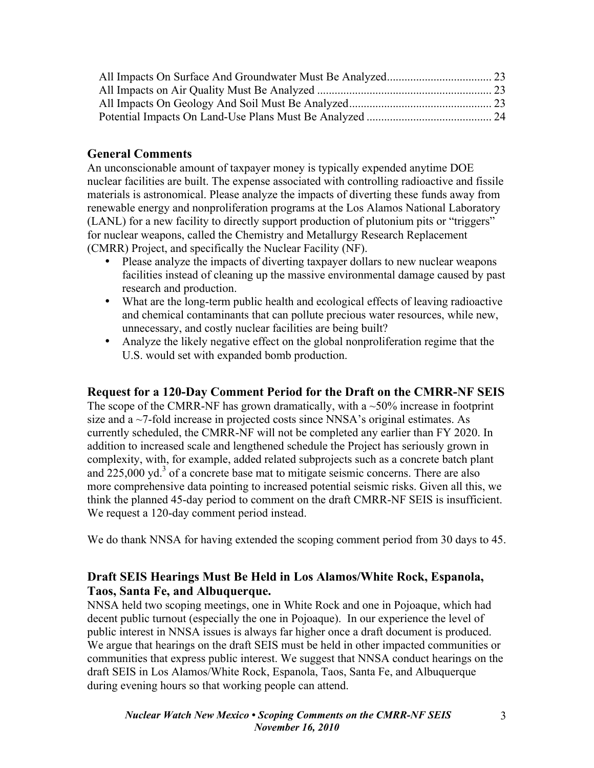All Impacts On Surface And Groundwater Must Be Analyzed.................................... 23
All Impacts on Air Quality Must Be Analyzed ............................................................ 23
All Impacts On Geology And Soil Must Be Analyzed................................................. 23
Potential Impacts On Land-Use Plans Must Be Analyzed ........................................... 24

## General Comments

An unconscionable amount of taxpayer money is typically expended anytime DOE nuclear facilities are built. The expense associated with controlling radioactive and fissile materials is astronomical. Please analyze the impacts of diverting these funds away from renewable energy and nonproliferation programs at the Los Alamos National Laboratory (LANL) for a new facility to directly support production of plutonium pits or "triggers" for nuclear weapons, called the Chemistry and Metallurgy Research Replacement (CMRR) Project, and specifically the Nuclear Facility (NF).

- Please analyze the impacts of diverting taxpayer dollars to new nuclear weapons facilities instead of cleaning up the massive environmental damage caused by past research and production.
- What are the long-term public health and ecological effects of leaving radioactive and chemical contaminants that can pollute precious water resources, while new, unnecessary, and costly nuclear facilities are being built?
- Analyze the likely negative effect on the global nonproliferation regime that the U.S. would set with expanded bomb production.

## Request for a 120-Day Comment Period for the Draft on the CMRR-NF SEIS

The scope of the CMRR-NF has grown dramatically, with a ~50% increase in footprint size and a ~7-fold increase in projected costs since NNSA's original estimates. As currently scheduled, the CMRR-NF will not be completed any earlier than FY 2020. In addition to increased scale and lengthened schedule the Project has seriously grown in complexity, with, for example, added related subprojects such as a concrete batch plant and 225,000 $yd.^3$ of a concrete base mat to mitigate seismic concerns. There are also more comprehensive data pointing to increased potential seismic risks. Given all this, we think the planned 45-day period to comment on the draft CMRR-NF SEIS is insufficient. We request a 120-day comment period instead.

We do thank NNSA for having extended the scoping comment period from 30 days to 45.

## Draft SEIS Hearings Must Be Held in Los Alamos/White Rock, Espanola, Taos, Santa Fe, and Albuquerque.

NNSA held two scoping meetings, one in White Rock and one in Pojoaque, which had decent public turnout (especially the one in Pojoaque). In our experience the level of public interest in NNSA issues is always far higher once a draft document is produced. We argue that hearings on the draft SEIS must be held in other impacted communities or communities that express public interest. We suggest that NNSA conduct hearings on the draft SEIS in Los Alamos/White Rock, Espanola, Taos, Santa Fe, and Albuquerque during evening hours so that working people can attend.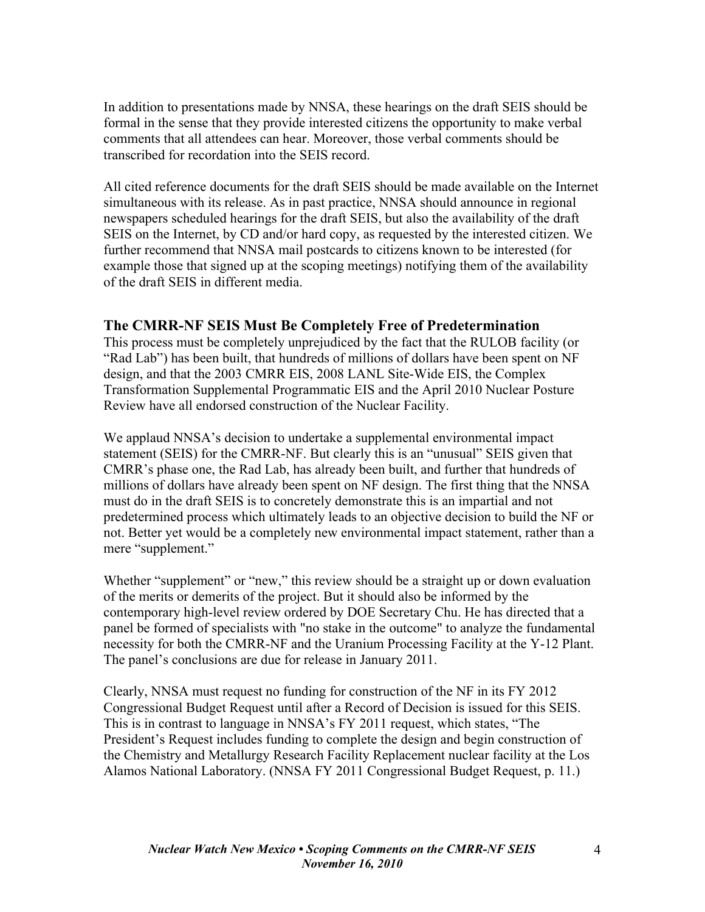In addition to presentations made by NNSA, these hearings on the draft SEIS should be formal in the sense that they provide interested citizens the opportunity to make verbal comments that all attendees can hear. Moreover, those verbal comments should be transcribed for recordation into the SEIS record.

All cited reference documents for the draft SEIS should be made available on the Internet simultaneous with its release. As in past practice, NNSA should announce in regional newspapers scheduled hearings for the draft SEIS, but also the availability of the draft SEIS on the Internet, by CD and/or hard copy, as requested by the interested citizen. We further recommend that NNSA mail postcards to citizens known to be interested (for example those that signed up at the scoping meetings) notifying them of the availability of the draft SEIS in different media.

## The CMRR-NF SEIS Must Be Completely Free of Predetermination

This process must be completely unprejudiced by the fact that the RULOB facility (or "Rad Lab") has been built, that hundreds of millions of dollars have been spent on NF design, and that the 2003 CMRR EIS, 2008 LANL Site-Wide EIS, the Complex Transformation Supplemental Programmatic EIS and the April 2010 Nuclear Posture Review have all endorsed construction of the Nuclear Facility.

We applaud NNSA's decision to undertake a supplemental environmental impact statement (SEIS) for the CMRR-NF. But clearly this is an "unusual" SEIS given that CMRR's phase one, the Rad Lab, has already been built, and further that hundreds of millions of dollars have already been spent on NF design. The first thing that the NNSA must do in the draft SEIS is to concretely demonstrate this is an impartial and not predetermined process which ultimately leads to an objective decision to build the NF or not. Better yet would be a completely new environmental impact statement, rather than a mere "supplement."

Whether "supplement" or "new," this review should be a straight up or down evaluation of the merits or demerits of the project. But it should also be informed by the contemporary high-level review ordered by DOE Secretary Chu. He has directed that a panel be formed of specialists with "no stake in the outcome" to analyze the fundamental necessity for both the CMRR-NF and the Uranium Processing Facility at the Y-12 Plant. The panel's conclusions are due for release in January 2011.

Clearly, NNSA must request no funding for construction of the NF in its FY 2012 Congressional Budget Request until after a Record of Decision is issued for this SEIS. This is in contrast to language in NNSA's FY 2011 request, which states, "The President's Request includes funding to complete the design and begin construction of the Chemistry and Metallurgy Research Facility Replacement nuclear facility at the Los Alamos National Laboratory. (NNSA FY 2011 Congressional Budget Request, p. 11.)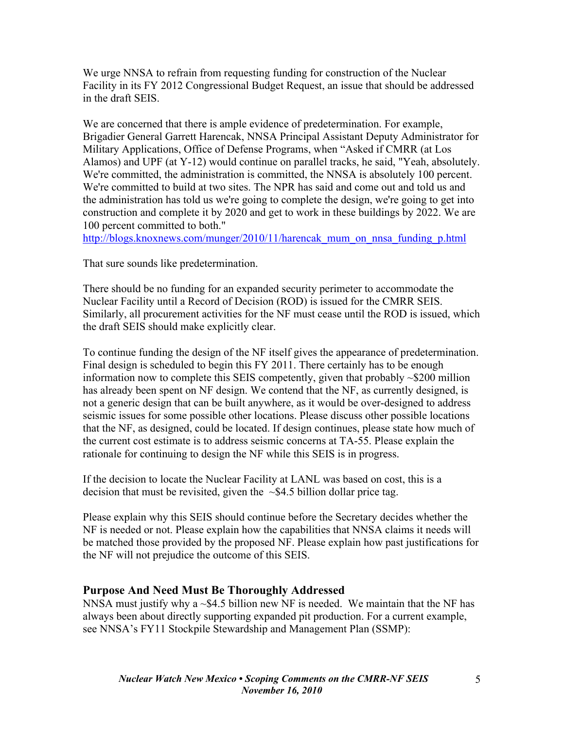We urge NNSA to refrain from requesting funding for construction of the Nuclear Facility in its FY 2012 Congressional Budget Request, an issue that should be addressed in the draft SEIS.

We are concerned that there is ample evidence of predetermination. For example, Brigadier General Garrett Harencak, NNSA Principal Assistant Deputy Administrator for Military Applications, Office of Defense Programs, when "Asked if CMRR (at Los Alamos) and UPF (at Y-12) would continue on parallel tracks, he said, "Yeah, absolutely. We're committed, the administration is committed, the NNSA is absolutely 100 percent. We're committed to build at two sites. The NPR has said and come out and told us and the administration has told us we're going to complete the design, we're going to get into construction and complete it by 2020 and get to work in these buildings by 2022. We are 100 percent committed to both."
http://blogs.knoxnews.com/munger/2010/11/harencak_mum_on_nnsa_funding_p.html

That sure sounds like predetermination.

There should be no funding for an expanded security perimeter to accommodate the Nuclear Facility until a Record of Decision (ROD) is issued for the CMRR SEIS. Similarly, all procurement activities for the NF must cease until the ROD is issued, which the draft SEIS should make explicitly clear.

To continue funding the design of the NF itself gives the appearance of predetermination. Final design is scheduled to begin this FY 2011. There certainly has to be enough information now to complete this SEIS competently, given that probably ~$200 million has already been spent on NF design. We contend that the NF, as currently designed, is not a generic design that can be built anywhere, as it would be over-designed to address seismic issues for some possible other locations. Please discuss other possible locations that the NF, as designed, could be located. If design continues, please state how much of the current cost estimate is to address seismic concerns at TA-55. Please explain the rationale for continuing to design the NF while this SEIS is in progress.

If the decision to locate the Nuclear Facility at LANL was based on cost, this is a decision that must be revisited, given the ~$4.5 billion dollar price tag.

Please explain why this SEIS should continue before the Secretary decides whether the NF is needed or not. Please explain how the capabilities that NNSA claims it needs will be matched those provided by the proposed NF. Please explain how past justifications for the NF will not prejudice the outcome of this SEIS.

## Purpose And Need Must Be Thoroughly Addressed

NNSA must justify why a ~$4.5 billion new NF is needed. We maintain that the NF has always been about directly supporting expanded pit production. For a current example, see NNSA's FY11 Stockpile Stewardship and Management Plan (SSMP):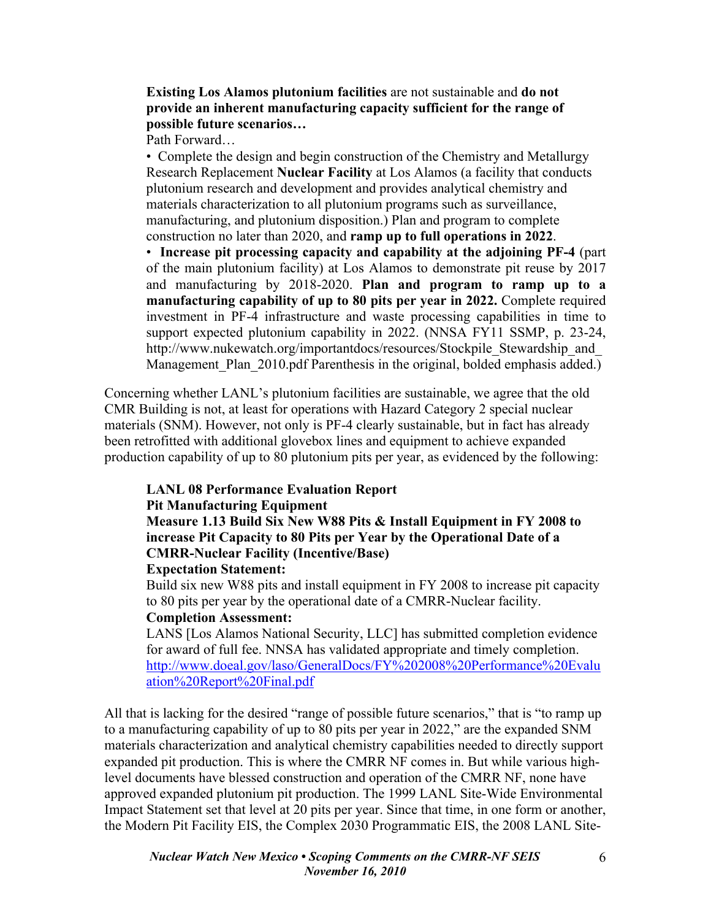**Existing Los Alamos plutonium facilities** are not sustainable and **do not provide an inherent manufacturing capacity sufficient for the range of possible future scenarios…**

Path Forward…

- Complete the design and begin construction of the Chemistry and Metallurgy Research Replacement **Nuclear Facility** at Los Alamos (a facility that conducts plutonium research and development and provides analytical chemistry and materials characterization to all plutonium programs such as surveillance, manufacturing, and plutonium disposition.) Plan and program to complete construction no later than 2020, and **ramp up to full operations in 2022**.
- **Increase pit processing capacity and capability at the adjoining PF-4** (part of the main plutonium facility) at Los Alamos to demonstrate pit reuse by 2017 and manufacturing by 2018-2020. **Plan and program to ramp up to a manufacturing capability of up to 80 pits per year in 2022.** Complete required investment in PF-4 infrastructure and waste processing capabilities in time to support expected plutonium capability in 2022. (NNSA FY11 SSMP, p. 23-24, http://www.nukewatch.org/importantdocs/resources/Stockpile_Stewardship_and_Management_Plan_2010.pdf Parenthesis in the original, bolded emphasis added.)

Concerning whether LANL's plutonium facilities are sustainable, we agree that the old CMR Building is not, at least for operations with Hazard Category 2 special nuclear materials (SNM). However, not only is PF-4 clearly sustainable, but in fact has already been retrofitted with additional glovebox lines and equipment to achieve expanded production capability of up to 80 plutonium pits per year, as evidenced by the following:

> **LANL 08 Performance Evaluation Report**
> **Pit Manufacturing Equipment**
> **Measure 1.13 Build Six New W88 Pits & Install Equipment in FY 2008 to increase Pit Capacity to 80 Pits per Year by the Operational Date of a CMRR-Nuclear Facility (Incentive/Base)**
> **Expectation Statement:**
> Build six new W88 pits and install equipment in FY 2008 to increase pit capacity to 80 pits per year by the operational date of a CMRR-Nuclear facility.
> **Completion Assessment:**
> LANS [Los Alamos National Security, LLC] has submitted completion evidence for award of full fee. NNSA has validated appropriate and timely completion.
> http://www.doeal.gov/laso/GeneralDocs/FY%202008%20Performance%20Evaluation%20Report%20Final.pdf

All that is lacking for the desired "range of possible future scenarios," that is "to ramp up to a manufacturing capability of up to 80 pits per year in 2022," are the expanded SNM materials characterization and analytical chemistry capabilities needed to directly support expanded pit production. This is where the CMRR NF comes in. But while various high-level documents have blessed construction and operation of the CMRR NF, none have approved expanded plutonium pit production. The 1999 LANL Site-Wide Environmental Impact Statement set that level at 20 pits per year. Since that time, in one form or another, the Modern Pit Facility EIS, the Complex 2030 Programmatic EIS, the 2008 LANL Site-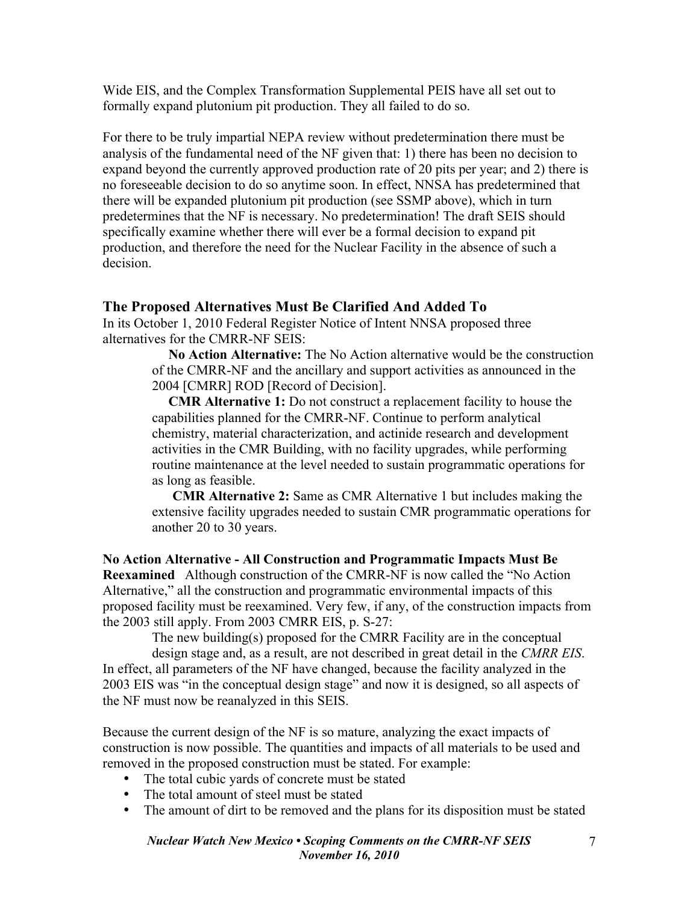Wide EIS, and the Complex Transformation Supplemental PEIS have all set out to formally expand plutonium pit production. They all failed to do so.

For there to be truly impartial NEPA review without predetermination there must be analysis of the fundamental need of the NF given that: 1) there has been no decision to expand beyond the currently approved production rate of 20 pits per year; and 2) there is no foreseeable decision to do so anytime soon. In effect, NNSA has predetermined that there will be expanded plutonium pit production (see SSMP above), which in turn predetermines that the NF is necessary. No predetermination! The draft SEIS should specifically examine whether there will ever be a formal decision to expand pit production, and therefore the need for the Nuclear Facility in the absence of such a decision.

## The Proposed Alternatives Must Be Clarified And Added To

In its October 1, 2010 Federal Register Notice of Intent NNSA proposed three alternatives for the CMRR-NF SEIS:

> **No Action Alternative:** The No Action alternative would be the construction of the CMRR-NF and the ancillary and support activities as announced in the 2004 [CMRR] ROD [Record of Decision].
>
> **CMR Alternative 1:** Do not construct a replacement facility to house the capabilities planned for the CMRR-NF. Continue to perform analytical chemistry, material characterization, and actinide research and development activities in the CMR Building, with no facility upgrades, while performing routine maintenance at the level needed to sustain programmatic operations for as long as feasible.
>
> **CMR Alternative 2:** Same as CMR Alternative 1 but includes making the extensive facility upgrades needed to sustain CMR programmatic operations for another 20 to 30 years.

**No Action Alternative - All Construction and Programmatic Impacts Must Be Reexamined** Although construction of the CMRR-NF is now called the "No Action Alternative," all the construction and programmatic environmental impacts of this proposed facility must be reexamined. Very few, if any, of the construction impacts from the 2003 still apply. From 2003 CMRR EIS, p. S-27:

> The new building(s) proposed for the CMRR Facility are in the conceptual design stage and, as a result, are not described in great detail in the *CMRR EIS*.

In effect, all parameters of the NF have changed, because the facility analyzed in the 2003 EIS was "in the conceptual design stage" and now it is designed, so all aspects of the NF must now be reanalyzed in this SEIS.

Because the current design of the NF is so mature, analyzing the exact impacts of construction is now possible. The quantities and impacts of all materials to be used and removed in the proposed construction must be stated. For example:

- The total cubic yards of concrete must be stated
- The total amount of steel must be stated
- The amount of dirt to be removed and the plans for its disposition must be stated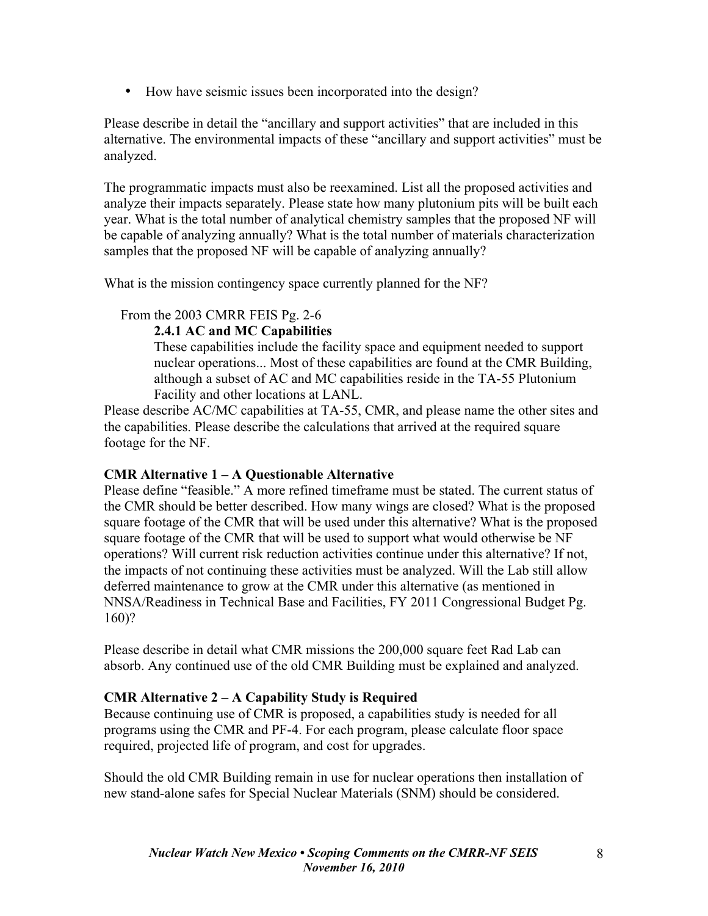- How have seismic issues been incorporated into the design?

Please describe in detail the "ancillary and support activities" that are included in this alternative. The environmental impacts of these "ancillary and support activities" must be analyzed.

The programmatic impacts must also be reexamined. List all the proposed activities and analyze their impacts separately. Please state how many plutonium pits will be built each year. What is the total number of analytical chemistry samples that the proposed NF will be capable of analyzing annually? What is the total number of materials characterization samples that the proposed NF will be capable of analyzing annually?

What is the mission contingency space currently planned for the NF?

> From the 2003 CMRR FEIS Pg. 2-6
>
> **2.4.1 AC and MC Capabilities**
>
> These capabilities include the facility space and equipment needed to support nuclear operations... Most of these capabilities are found at the CMR Building, although a subset of AC and MC capabilities reside in the TA-55 Plutonium Facility and other locations at LANL.

Please describe AC/MC capabilities at TA-55, CMR, and please name the other sites and the capabilities. Please describe the calculations that arrived at the required square footage for the NF.

**CMR Alternative 1 – A Questionable Alternative**

Please define "feasible." A more refined timeframe must be stated. The current status of the CMR should be better described. How many wings are closed? What is the proposed square footage of the CMR that will be used under this alternative? What is the proposed square footage of the CMR that will be used to support what would otherwise be NF operations? Will current risk reduction activities continue under this alternative? If not, the impacts of not continuing these activities must be analyzed. Will the Lab still allow deferred maintenance to grow at the CMR under this alternative (as mentioned in NNSA/Readiness in Technical Base and Facilities, FY 2011 Congressional Budget Pg. 160)?

Please describe in detail what CMR missions the 200,000 square feet Rad Lab can absorb. Any continued use of the old CMR Building must be explained and analyzed.

**CMR Alternative 2 – A Capability Study is Required**

Because continuing use of CMR is proposed, a capabilities study is needed for all programs using the CMR and PF-4. For each program, please calculate floor space required, projected life of program, and cost for upgrades.

Should the old CMR Building remain in use for nuclear operations then installation of new stand-alone safes for Special Nuclear Materials (SNM) should be considered.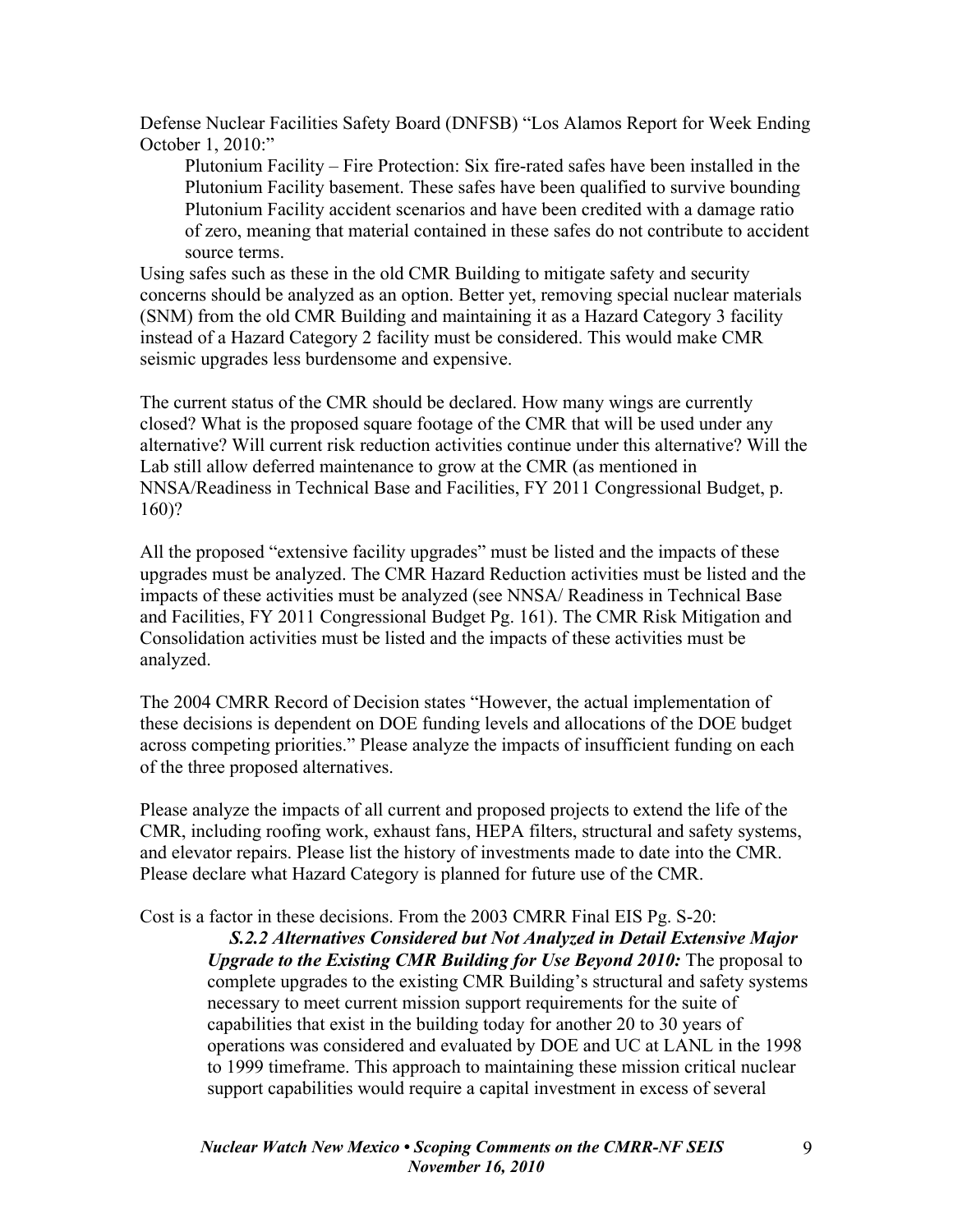Defense Nuclear Facilities Safety Board (DNFSB) "Los Alamos Report for Week Ending October 1, 2010:"

> Plutonium Facility – Fire Protection: Six fire-rated safes have been installed in the Plutonium Facility basement. These safes have been qualified to survive bounding Plutonium Facility accident scenarios and have been credited with a damage ratio of zero, meaning that material contained in these safes do not contribute to accident source terms.

Using safes such as these in the old CMR Building to mitigate safety and security concerns should be analyzed as an option. Better yet, removing special nuclear materials (SNM) from the old CMR Building and maintaining it as a Hazard Category 3 facility instead of a Hazard Category 2 facility must be considered. This would make CMR seismic upgrades less burdensome and expensive.

The current status of the CMR should be declared. How many wings are currently closed? What is the proposed square footage of the CMR that will be used under any alternative? Will current risk reduction activities continue under this alternative? Will the Lab still allow deferred maintenance to grow at the CMR (as mentioned in NNSA/Readiness in Technical Base and Facilities, FY 2011 Congressional Budget, p. 160)?

All the proposed "extensive facility upgrades" must be listed and the impacts of these upgrades must be analyzed. The CMR Hazard Reduction activities must be listed and the impacts of these activities must be analyzed (see NNSA/ Readiness in Technical Base and Facilities, FY 2011 Congressional Budget Pg. 161). The CMR Risk Mitigation and Consolidation activities must be listed and the impacts of these activities must be analyzed.

The 2004 CMRR Record of Decision states "However, the actual implementation of these decisions is dependent on DOE funding levels and allocations of the DOE budget across competing priorities." Please analyze the impacts of insufficient funding on each of the three proposed alternatives.

Please analyze the impacts of all current and proposed projects to extend the life of the CMR, including roofing work, exhaust fans, HEPA filters, structural and safety systems, and elevator repairs. Please list the history of investments made to date into the CMR. Please declare what Hazard Category is planned for future use of the CMR.

Cost is a factor in these decisions. From the 2003 CMRR Final EIS Pg. S-20:

> ***S.2.2 Alternatives Considered but Not Analyzed in Detail Extensive Major Upgrade to the Existing CMR Building for Use Beyond 2010:*** The proposal to complete upgrades to the existing CMR Building's structural and safety systems necessary to meet current mission support requirements for the suite of capabilities that exist in the building today for another 20 to 30 years of operations was considered and evaluated by DOE and UC at LANL in the 1998 to 1999 timeframe. This approach to maintaining these mission critical nuclear support capabilities would require a capital investment in excess of several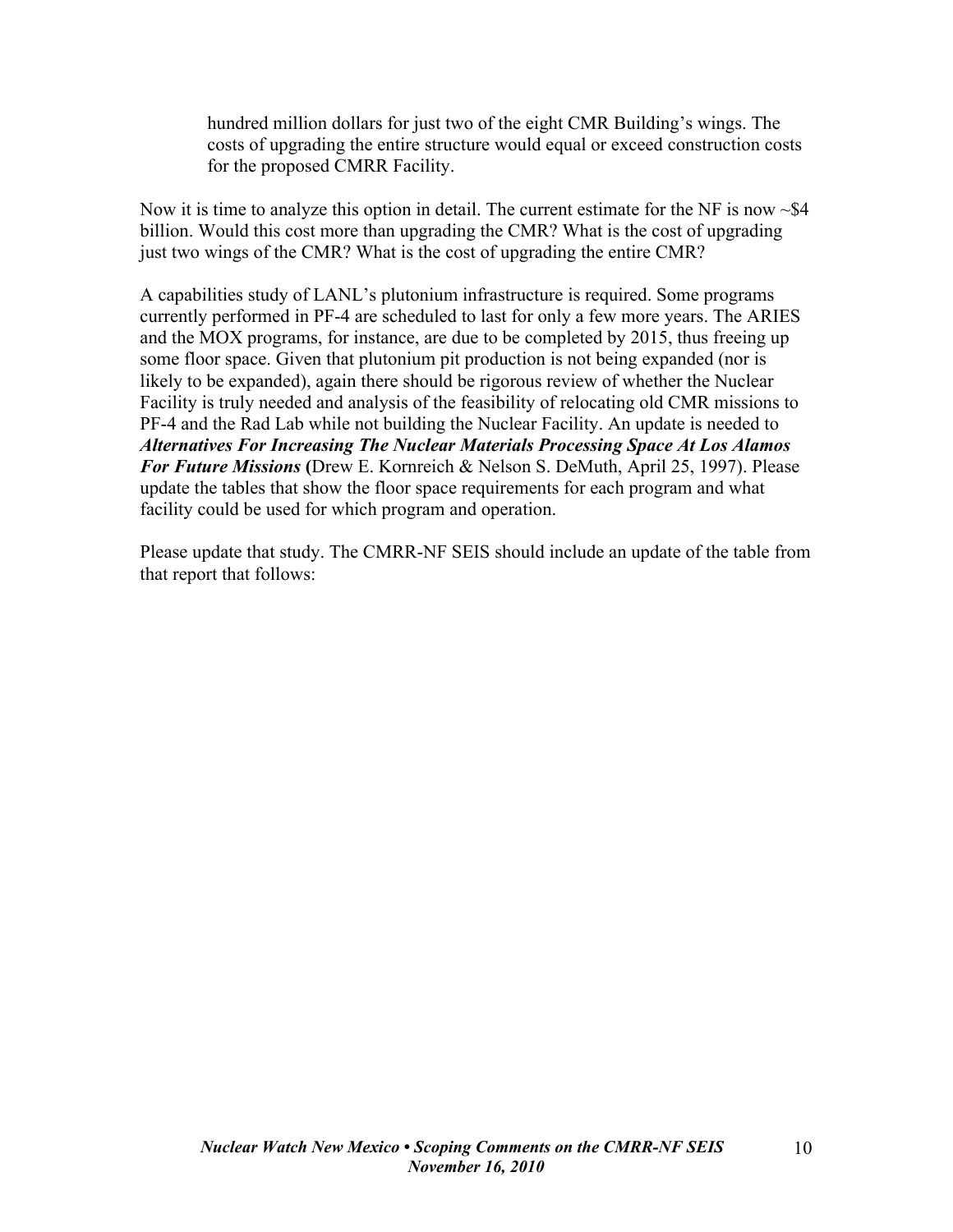> hundred million dollars for just two of the eight CMR Building's wings. The costs of upgrading the entire structure would equal or exceed construction costs for the proposed CMRR Facility.

Now it is time to analyze this option in detail. The current estimate for the NF is now ~$4 billion. Would this cost more than upgrading the CMR? What is the cost of upgrading just two wings of the CMR? What is the cost of upgrading the entire CMR?

A capabilities study of LANL's plutonium infrastructure is required. Some programs currently performed in PF-4 are scheduled to last for only a few more years. The ARIES and the MOX programs, for instance, are due to be completed by 2015, thus freeing up some floor space. Given that plutonium pit production is not being expanded (nor is likely to be expanded), again there should be rigorous review of whether the Nuclear Facility is truly needed and analysis of the feasibility of relocating old CMR missions to PF-4 and the Rad Lab while not building the Nuclear Facility. An update is needed to ***Alternatives For Increasing The Nuclear Materials Processing Space At Los Alamos For Future Missions*** **(**Drew E. Kornreich & Nelson S. DeMuth, April 25, 1997). Please update the tables that show the floor space requirements for each program and what facility could be used for which program and operation.

Please update that study. The CMRR-NF SEIS should include an update of the table from that report that follows: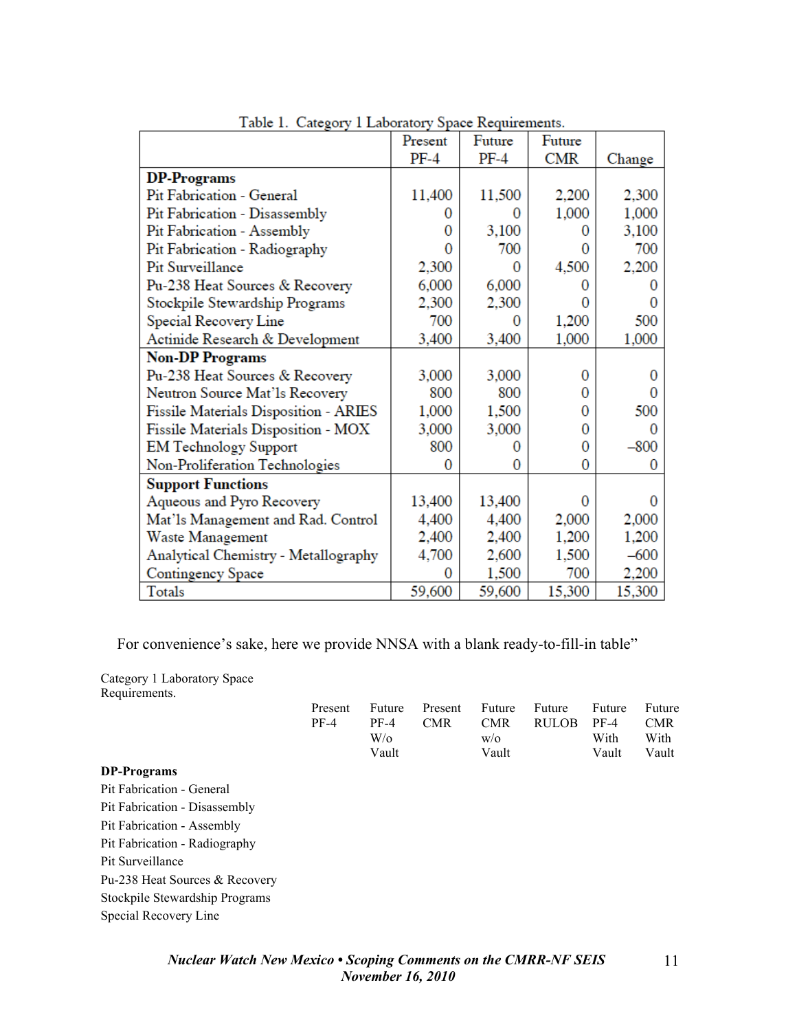Table 1. Category 1 Laboratory Space Requirements.

| | Present PF-4 | Future PF-4 | Future CMR | Change |
|---|---|---|---|---|
| **DP-Programs** | | | | |
| Pit Fabrication - General | 11,400 | 11,500 | 2,200 | 2,300 |
| Pit Fabrication - Disassembly | 0 | 0 | 1,000 | 1,000 |
| Pit Fabrication - Assembly | 0 | 3,100 | 0 | 3,100 |
| Pit Fabrication - Radiography | 0 | 700 | 0 | 700 |
| Pit Surveillance | 2,300 | 0 | 4,500 | 2,200 |
| Pu-238 Heat Sources & Recovery | 6,000 | 6,000 | 0 | 0 |
| Stockpile Stewardship Programs | 2,300 | 2,300 | 0 | 0 |
| Special Recovery Line | 700 | 0 | 1,200 | 500 |
| Actinide Research & Development | 3,400 | 3,400 | 1,000 | 1,000 |
| **Non-DP Programs** | | | | |
| Pu-238 Heat Sources & Recovery | 3,000 | 3,000 | 0 | 0 |
| Neutron Source Mat'ls Recovery | 800 | 800 | 0 | 0 |
| Fissile Materials Disposition - ARIES | 1,000 | 1,500 | 0 | 500 |
| Fissile Materials Disposition - MOX | 3,000 | 3,000 | 0 | 0 |
| EM Technology Support | 800 | 0 | 0 | –800 |
| Non-Proliferation Technologies | 0 | 0 | 0 | 0 |
| **Support Functions** | | | | |
| Aqueous and Pyro Recovery | 13,400 | 13,400 | 0 | 0 |
| Mat'ls Management and Rad. Control | 4,400 | 4,400 | 2,000 | 2,000 |
| Waste Management | 2,400 | 2,400 | 1,200 | 1,200 |
| Analytical Chemistry - Metallography | 4,700 | 2,600 | 1,500 | –600 |
| Contingency Space | 0 | 1,500 | 700 | 2,200 |
| Totals | 59,600 | 59,600 | 15,300 | 15,300 |

For convenience's sake, here we provide NNSA with a blank ready-to-fill-in table"

Category 1 Laboratory Space Requirements.

| | Present PF-4 | Future PF-4 W/o Vault | Present CMR | Future CMR w/o Vault | Future RULOB | Future PF-4 With Vault | Future CMR With Vault |
|---|---|---|---|---|---|---|---|
| **DP-Programs** | | | | | | | |
| Pit Fabrication - General | | | | | | | |
| Pit Fabrication - Disassembly | | | | | | | |
| Pit Fabrication - Assembly | | | | | | | |
| Pit Fabrication - Radiography | | | | | | | |
| Pit Surveillance | | | | | | | |
| Pu-238 Heat Sources & Recovery | | | | | | | |
| Stockpile Stewardship Programs | | | | | | | |
| Special Recovery Line | | | | | | | |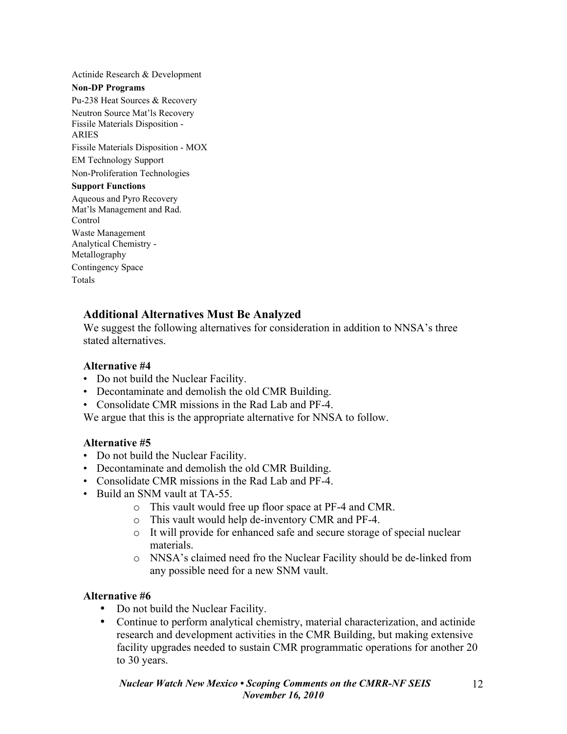Actinide Research & Development

**Non-DP Programs**

Pu-238 Heat Sources & Recovery

Neutron Source Mat'ls Recovery

Fissile Materials Disposition - ARIES

Fissile Materials Disposition - MOX

EM Technology Support

Non-Proliferation Technologies

**Support Functions**

Aqueous and Pyro Recovery

Mat'ls Management and Rad. Control

Waste Management

Analytical Chemistry - Metallography

Contingency Space

Totals

## Additional Alternatives Must Be Analyzed

We suggest the following alternatives for consideration in addition to NNSA's three stated alternatives.

### Alternative #4

- Do not build the Nuclear Facility.
- Decontaminate and demolish the old CMR Building.
- Consolidate CMR missions in the Rad Lab and PF-4.

We argue that this is the appropriate alternative for NNSA to follow.

### Alternative #5

- Do not build the Nuclear Facility.
- Decontaminate and demolish the old CMR Building.
- Consolidate CMR missions in the Rad Lab and PF-4.
- Build an SNM vault at TA-55.
  - This vault would free up floor space at PF-4 and CMR.
  - This vault would help de-inventory CMR and PF-4.
  - It will provide for enhanced safe and secure storage of special nuclear materials.
  - NNSA's claimed need fro the Nuclear Facility should be de-linked from any possible need for a new SNM vault.

### Alternative #6

- Do not build the Nuclear Facility.
- Continue to perform analytical chemistry, material characterization, and actinide research and development activities in the CMR Building, but making extensive facility upgrades needed to sustain CMR programmatic operations for another 20 to 30 years.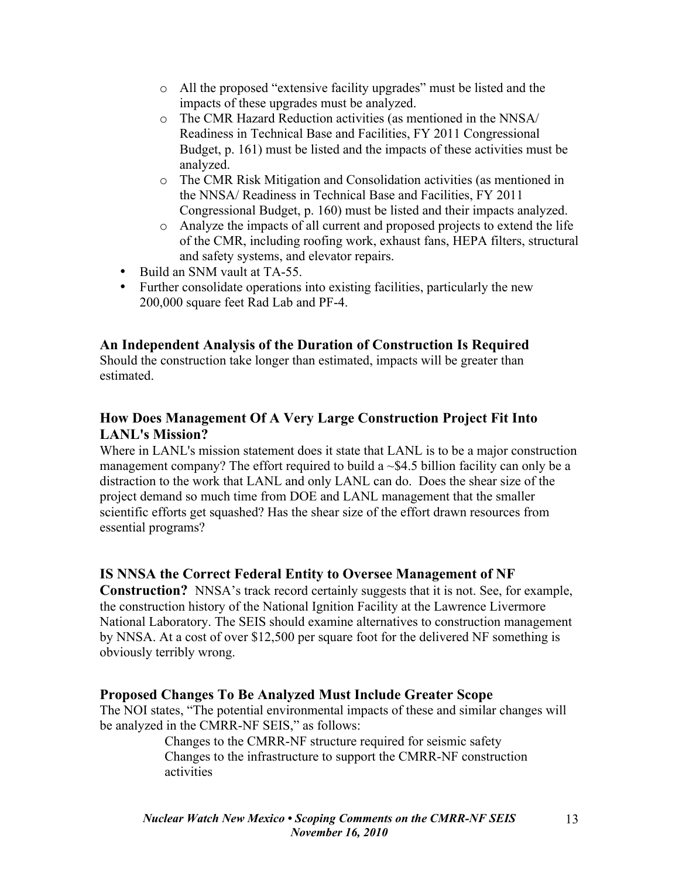- All the proposed "extensive facility upgrades" must be listed and the impacts of these upgrades must be analyzed.
  - The CMR Hazard Reduction activities (as mentioned in the NNSA/ Readiness in Technical Base and Facilities, FY 2011 Congressional Budget, p. 161) must be listed and the impacts of these activities must be analyzed.
  - The CMR Risk Mitigation and Consolidation activities (as mentioned in the NNSA/ Readiness in Technical Base and Facilities, FY 2011 Congressional Budget, p. 160) must be listed and their impacts analyzed.
  - Analyze the impacts of all current and proposed projects to extend the life of the CMR, including roofing work, exhaust fans, HEPA filters, structural and safety systems, and elevator repairs.
- Build an SNM vault at TA-55.
- Further consolidate operations into existing facilities, particularly the new 200,000 square feet Rad Lab and PF-4.

### An Independent Analysis of the Duration of Construction Is Required

Should the construction take longer than estimated, impacts will be greater than estimated.

### How Does Management Of A Very Large Construction Project Fit Into LANL's Mission?

Where in LANL's mission statement does it state that LANL is to be a major construction management company? The effort required to build a ~$4.5 billion facility can only be a distraction to the work that LANL and only LANL can do. Does the shear size of the project demand so much time from DOE and LANL management that the smaller scientific efforts get squashed? Has the shear size of the effort drawn resources from essential programs?

### IS NNSA the Correct Federal Entity to Oversee Management of NF Construction?

NNSA's track record certainly suggests that it is not. See, for example, the construction history of the National Ignition Facility at the Lawrence Livermore National Laboratory. The SEIS should examine alternatives to construction management by NNSA. At a cost of over $12,500 per square foot for the delivered NF something is obviously terribly wrong.

### Proposed Changes To Be Analyzed Must Include Greater Scope

The NOI states, "The potential environmental impacts of these and similar changes will be analyzed in the CMRR-NF SEIS," as follows:

> Changes to the CMRR-NF structure required for seismic safety
> Changes to the infrastructure to support the CMRR-NF construction activities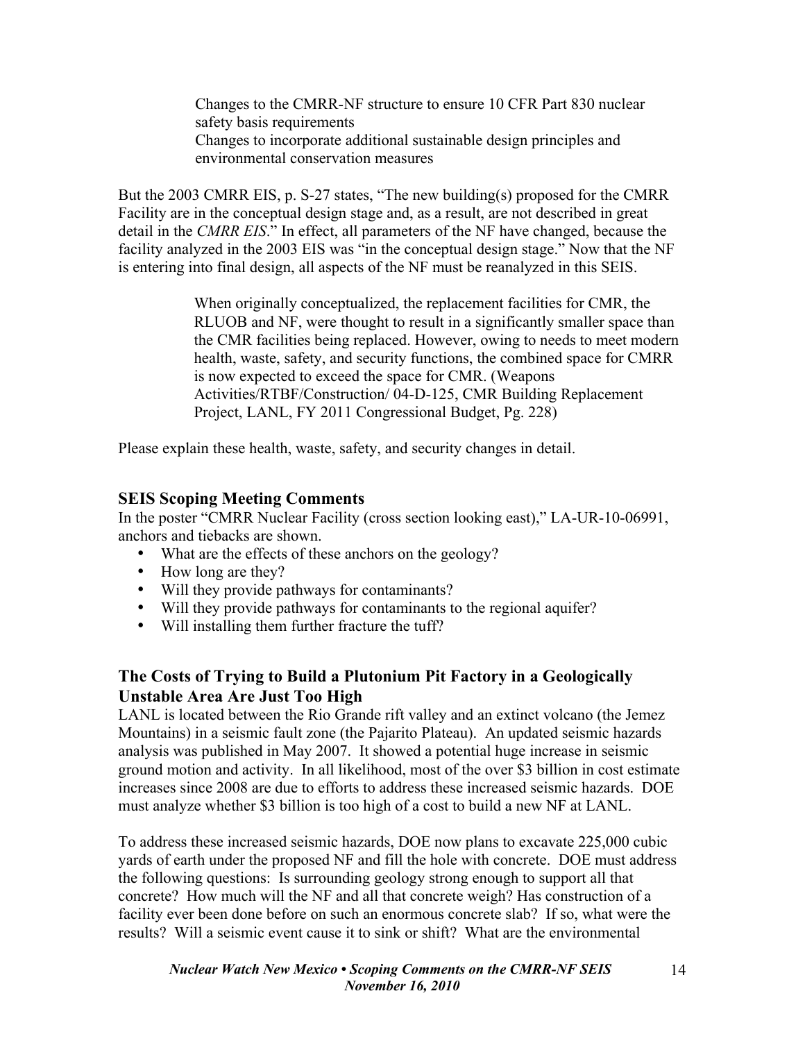> Changes to the CMRR-NF structure to ensure 10 CFR Part 830 nuclear safety basis requirements
> Changes to incorporate additional sustainable design principles and environmental conservation measures

But the 2003 CMRR EIS, p. S-27 states, "The new building(s) proposed for the CMRR Facility are in the conceptual design stage and, as a result, are not described in great detail in the *CMRR EIS*." In effect, all parameters of the NF have changed, because the facility analyzed in the 2003 EIS was "in the conceptual design stage." Now that the NF is entering into final design, all aspects of the NF must be reanalyzed in this SEIS.

> When originally conceptualized, the replacement facilities for CMR, the RLUOB and NF, were thought to result in a significantly smaller space than the CMR facilities being replaced. However, owing to needs to meet modern health, waste, safety, and security functions, the combined space for CMRR is now expected to exceed the space for CMR. (Weapons Activities/RTBF/Construction/ 04-D-125, CMR Building Replacement Project, LANL, FY 2011 Congressional Budget, Pg. 228)

Please explain these health, waste, safety, and security changes in detail.

### SEIS Scoping Meeting Comments

In the poster "CMRR Nuclear Facility (cross section looking east)," LA-UR-10-06991, anchors and tiebacks are shown.

- What are the effects of these anchors on the geology?
- How long are they?
- Will they provide pathways for contaminants?
- Will they provide pathways for contaminants to the regional aquifer?
- Will installing them further fracture the tuff?

### The Costs of Trying to Build a Plutonium Pit Factory in a Geologically Unstable Area Are Just Too High

LANL is located between the Rio Grande rift valley and an extinct volcano (the Jemez Mountains) in a seismic fault zone (the Pajarito Plateau). An updated seismic hazards analysis was published in May 2007. It showed a potential huge increase in seismic ground motion and activity. In all likelihood, most of the over $3 billion in cost estimate increases since 2008 are due to efforts to address these increased seismic hazards. DOE must analyze whether $3 billion is too high of a cost to build a new NF at LANL.

To address these increased seismic hazards, DOE now plans to excavate 225,000 cubic yards of earth under the proposed NF and fill the hole with concrete. DOE must address the following questions: Is surrounding geology strong enough to support all that concrete? How much will the NF and all that concrete weigh? Has construction of a facility ever been done before on such an enormous concrete slab? If so, what were the results? Will a seismic event cause it to sink or shift? What are the environmental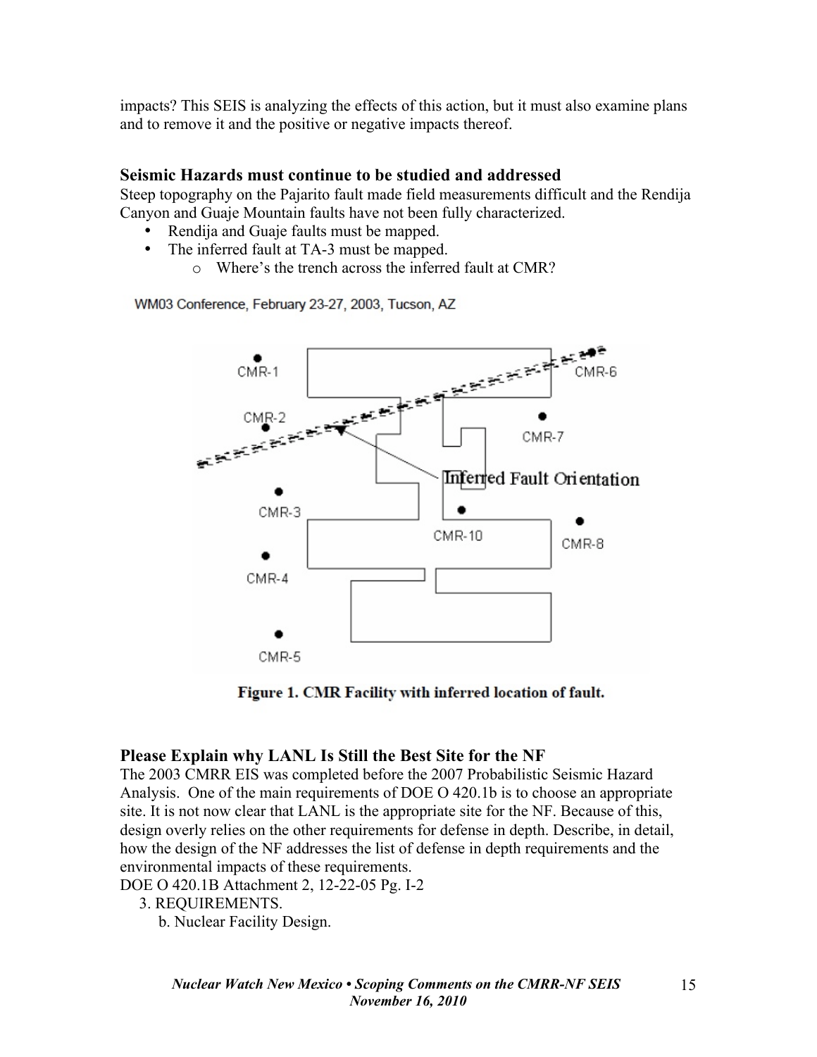impacts? This SEIS is analyzing the effects of this action, but it must also examine plans and to remove it and the positive or negative impacts thereof.

### Seismic Hazards must continue to be studied and addressed

Steep topography on the Pajarito fault made field measurements difficult and the Rendija Canyon and Guaje Mountain faults have not been fully characterized.

- Rendija and Guaje faults must be mapped.
- The inferred fault at TA-3 must be mapped.
  - Where's the trench across the inferred fault at CMR?

WM03 Conference, February 23-27, 2003, Tucson, AZ

CMR-1, CMR-2, CMR-3, CMR-4, CMR-5, CMR-6, CMR-7, CMR-8, CMR-10, Inferred Fault Orientation

**Figure 1. CMR Facility with inferred location of fault.**

### Please Explain why LANL Is Still the Best Site for the NF

The 2003 CMRR EIS was completed before the 2007 Probabilistic Seismic Hazard Analysis. One of the main requirements of DOE O 420.1b is to choose an appropriate site. It is not now clear that LANL is the appropriate site for the NF. Because of this, design overly relies on the other requirements for defense in depth. Describe, in detail, how the design of the NF addresses the list of defense in depth requirements and the environmental impacts of these requirements.

DOE O 420.1B Attachment 2, 12-22-05 Pg. I-2

3. REQUIREMENTS.

b. Nuclear Facility Design.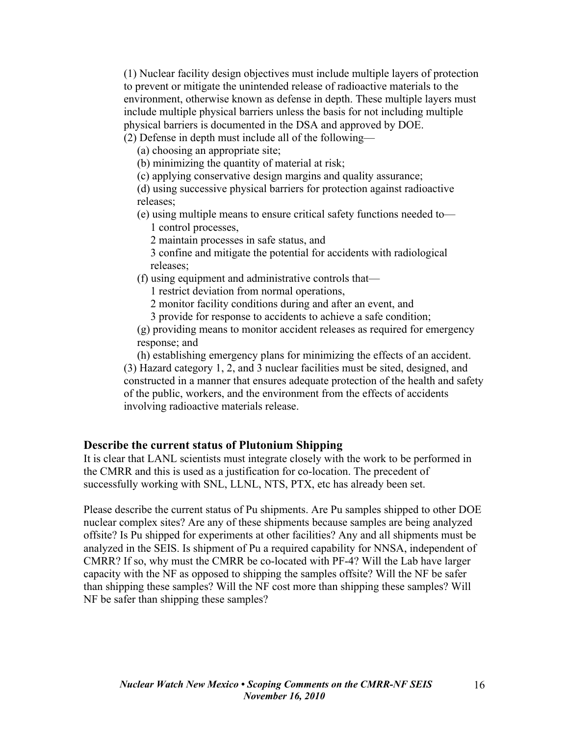(1) Nuclear facility design objectives must include multiple layers of protection to prevent or mitigate the unintended release of radioactive materials to the environment, otherwise known as defense in depth. These multiple layers must include multiple physical barriers unless the basis for not including multiple physical barriers is documented in the DSA and approved by DOE.

(2) Defense in depth must include all of the following—

(a) choosing an appropriate site;

(b) minimizing the quantity of material at risk;

(c) applying conservative design margins and quality assurance;

(d) using successive physical barriers for protection against radioactive releases;

(e) using multiple means to ensure critical safety functions needed to—

1 control processes,

2 maintain processes in safe status, and

3 confine and mitigate the potential for accidents with radiological releases;

(f) using equipment and administrative controls that—

1 restrict deviation from normal operations,

2 monitor facility conditions during and after an event, and

3 provide for response to accidents to achieve a safe condition;

(g) providing means to monitor accident releases as required for emergency response; and

(h) establishing emergency plans for minimizing the effects of an accident.

(3) Hazard category 1, 2, and 3 nuclear facilities must be sited, designed, and constructed in a manner that ensures adequate protection of the health and safety of the public, workers, and the environment from the effects of accidents involving radioactive materials release.

### Describe the current status of Plutonium Shipping

It is clear that LANL scientists must integrate closely with the work to be performed in the CMRR and this is used as a justification for co-location. The precedent of successfully working with SNL, LLNL, NTS, PTX, etc has already been set.

Please describe the current status of Pu shipments. Are Pu samples shipped to other DOE nuclear complex sites? Are any of these shipments because samples are being analyzed offsite? Is Pu shipped for experiments at other facilities? Any and all shipments must be analyzed in the SEIS. Is shipment of Pu a required capability for NNSA, independent of CMRR? If so, why must the CMRR be co-located with PF-4? Will the Lab have larger capacity with the NF as opposed to shipping the samples offsite? Will the NF be safer than shipping these samples? Will the NF cost more than shipping these samples? Will NF be safer than shipping these samples?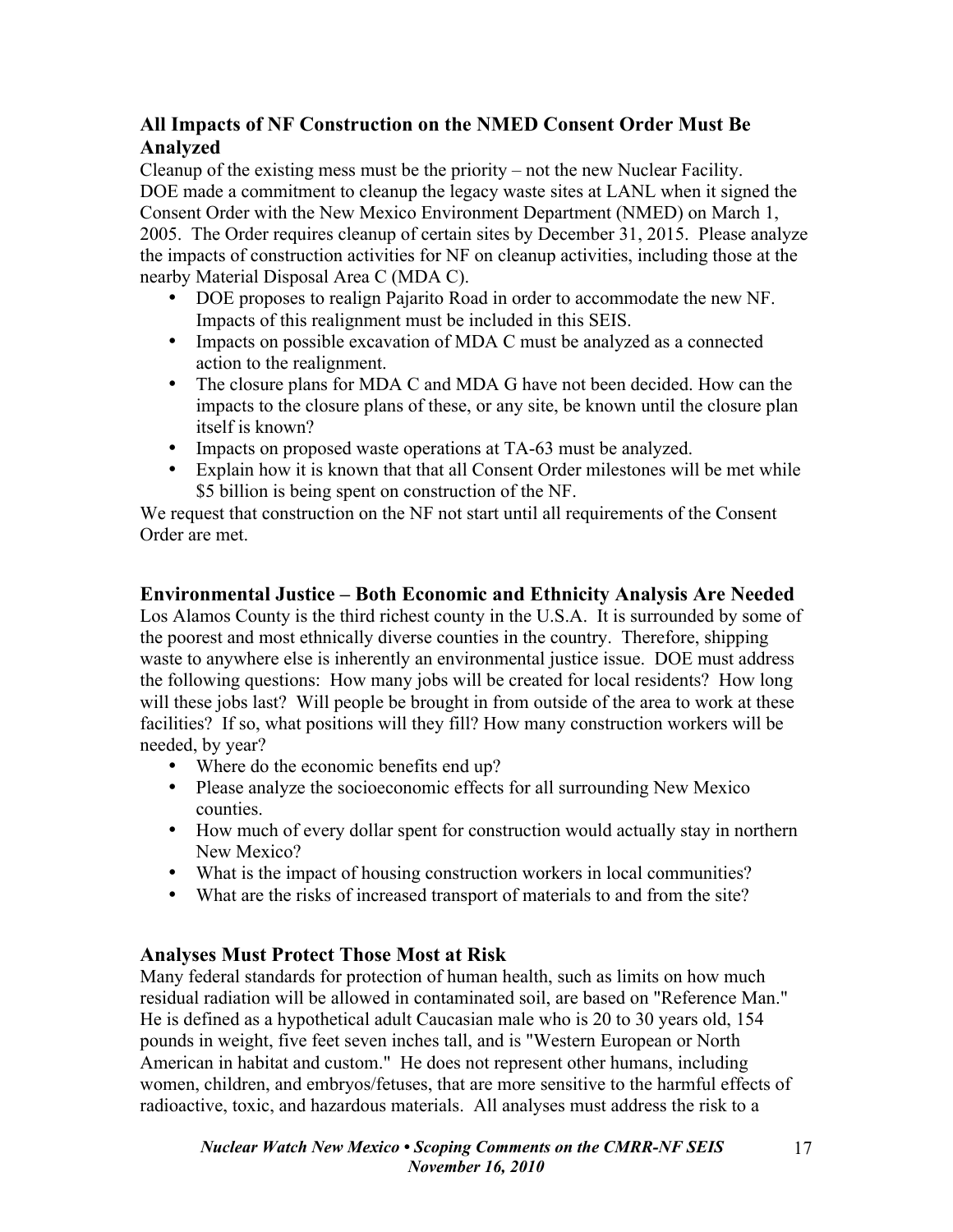## All Impacts of NF Construction on the NMED Consent Order Must Be Analyzed

Cleanup of the existing mess must be the priority – not the new Nuclear Facility. DOE made a commitment to cleanup the legacy waste sites at LANL when it signed the Consent Order with the New Mexico Environment Department (NMED) on March 1, 2005. The Order requires cleanup of certain sites by December 31, 2015. Please analyze the impacts of construction activities for NF on cleanup activities, including those at the nearby Material Disposal Area C (MDA C).

- DOE proposes to realign Pajarito Road in order to accommodate the new NF. Impacts of this realignment must be included in this SEIS.
- Impacts on possible excavation of MDA C must be analyzed as a connected action to the realignment.
- The closure plans for MDA C and MDA G have not been decided. How can the impacts to the closure plans of these, or any site, be known until the closure plan itself is known?
- Impacts on proposed waste operations at TA-63 must be analyzed.
- Explain how it is known that that all Consent Order milestones will be met while $5 billion is being spent on construction of the NF.

We request that construction on the NF not start until all requirements of the Consent Order are met.

## Environmental Justice – Both Economic and Ethnicity Analysis Are Needed

Los Alamos County is the third richest county in the U.S.A. It is surrounded by some of the poorest and most ethnically diverse counties in the country. Therefore, shipping waste to anywhere else is inherently an environmental justice issue. DOE must address the following questions: How many jobs will be created for local residents? How long will these jobs last? Will people be brought in from outside of the area to work at these facilities? If so, what positions will they fill? How many construction workers will be needed, by year?

- Where do the economic benefits end up?
- Please analyze the socioeconomic effects for all surrounding New Mexico counties.
- How much of every dollar spent for construction would actually stay in northern New Mexico?
- What is the impact of housing construction workers in local communities?
- What are the risks of increased transport of materials to and from the site?

## Analyses Must Protect Those Most at Risk

Many federal standards for protection of human health, such as limits on how much residual radiation will be allowed in contaminated soil, are based on "Reference Man." He is defined as a hypothetical adult Caucasian male who is 20 to 30 years old, 154 pounds in weight, five feet seven inches tall, and is "Western European or North American in habitat and custom." He does not represent other humans, including women, children, and embryos/fetuses, that are more sensitive to the harmful effects of radioactive, toxic, and hazardous materials. All analyses must address the risk to a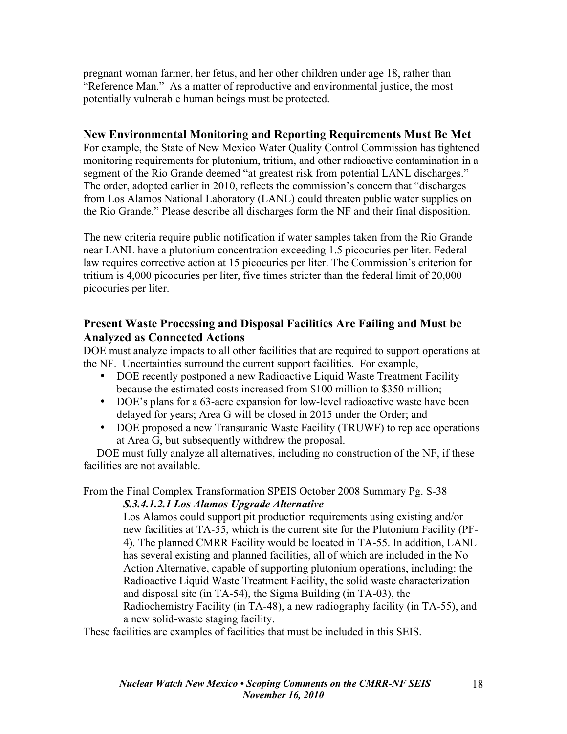pregnant woman farmer, her fetus, and her other children under age 18, rather than "Reference Man." As a matter of reproductive and environmental justice, the most potentially vulnerable human beings must be protected.

## New Environmental Monitoring and Reporting Requirements Must Be Met

For example, the State of New Mexico Water Quality Control Commission has tightened monitoring requirements for plutonium, tritium, and other radioactive contamination in a segment of the Rio Grande deemed "at greatest risk from potential LANL discharges." The order, adopted earlier in 2010, reflects the commission's concern that "discharges from Los Alamos National Laboratory (LANL) could threaten public water supplies on the Rio Grande." Please describe all discharges form the NF and their final disposition.

The new criteria require public notification if water samples taken from the Rio Grande near LANL have a plutonium concentration exceeding 1.5 picocuries per liter. Federal law requires corrective action at 15 picocuries per liter. The Commission's criterion for tritium is 4,000 picocuries per liter, five times stricter than the federal limit of 20,000 picocuries per liter.

## Present Waste Processing and Disposal Facilities Are Failing and Must be Analyzed as Connected Actions

DOE must analyze impacts to all other facilities that are required to support operations at the NF. Uncertainties surround the current support facilities. For example,

- DOE recently postponed a new Radioactive Liquid Waste Treatment Facility because the estimated costs increased from $100 million to $350 million;
- DOE's plans for a 63-acre expansion for low-level radioactive waste have been delayed for years; Area G will be closed in 2015 under the Order; and
- DOE proposed a new Transuranic Waste Facility (TRUWF) to replace operations at Area G, but subsequently withdrew the proposal.

DOE must fully analyze all alternatives, including no construction of the NF, if these facilities are not available.

From the Final Complex Transformation SPEIS October 2008 Summary Pg. S-38

> ***S.3.4.1.2.1 Los Alamos Upgrade Alternative***
>
> Los Alamos could support pit production requirements using existing and/or new facilities at TA-55, which is the current site for the Plutonium Facility (PF-4). The planned CMRR Facility would be located in TA-55. In addition, LANL has several existing and planned facilities, all of which are included in the No Action Alternative, capable of supporting plutonium operations, including: the Radioactive Liquid Waste Treatment Facility, the solid waste characterization and disposal site (in TA-54), the Sigma Building (in TA-03), the Radiochemistry Facility (in TA-48), a new radiography facility (in TA-55), and a new solid-waste staging facility.

These facilities are examples of facilities that must be included in this SEIS.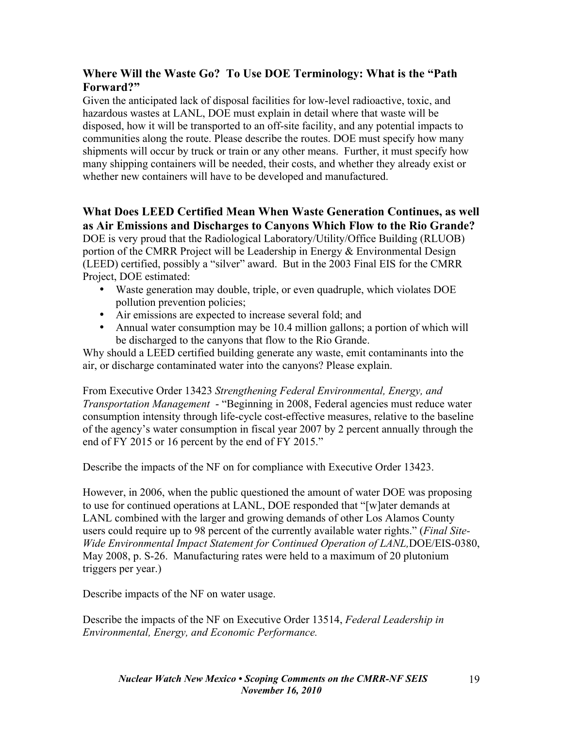## Where Will the Waste Go? To Use DOE Terminology: What is the "Path Forward?"

Given the anticipated lack of disposal facilities for low-level radioactive, toxic, and hazardous wastes at LANL, DOE must explain in detail where that waste will be disposed, how it will be transported to an off-site facility, and any potential impacts to communities along the route. Please describe the routes. DOE must specify how many shipments will occur by truck or train or any other means. Further, it must specify how many shipping containers will be needed, their costs, and whether they already exist or whether new containers will have to be developed and manufactured.

## What Does LEED Certified Mean When Waste Generation Continues, as well as Air Emissions and Discharges to Canyons Which Flow to the Rio Grande?

DOE is very proud that the Radiological Laboratory/Utility/Office Building (RLUOB) portion of the CMRR Project will be Leadership in Energy & Environmental Design (LEED) certified, possibly a "silver" award. But in the 2003 Final EIS for the CMRR Project, DOE estimated:

- Waste generation may double, triple, or even quadruple, which violates DOE pollution prevention policies;
- Air emissions are expected to increase several fold; and
- Annual water consumption may be 10.4 million gallons; a portion of which will be discharged to the canyons that flow to the Rio Grande.

Why should a LEED certified building generate any waste, emit contaminants into the air, or discharge contaminated water into the canyons? Please explain.

From Executive Order 13423 *Strengthening Federal Environmental, Energy, and Transportation Management* - "Beginning in 2008, Federal agencies must reduce water consumption intensity through life-cycle cost-effective measures, relative to the baseline of the agency's water consumption in fiscal year 2007 by 2 percent annually through the end of FY 2015 or 16 percent by the end of FY 2015."

Describe the impacts of the NF on for compliance with Executive Order 13423.

However, in 2006, when the public questioned the amount of water DOE was proposing to use for continued operations at LANL, DOE responded that "[w]ater demands at LANL combined with the larger and growing demands of other Los Alamos County users could require up to 98 percent of the currently available water rights." (*Final Site-Wide Environmental Impact Statement for Continued Operation of LANL,* DOE/EIS-0380, May 2008, p. S-26. Manufacturing rates were held to a maximum of 20 plutonium triggers per year.)

Describe impacts of the NF on water usage.

Describe the impacts of the NF on Executive Order 13514, *Federal Leadership in Environmental, Energy, and Economic Performance.*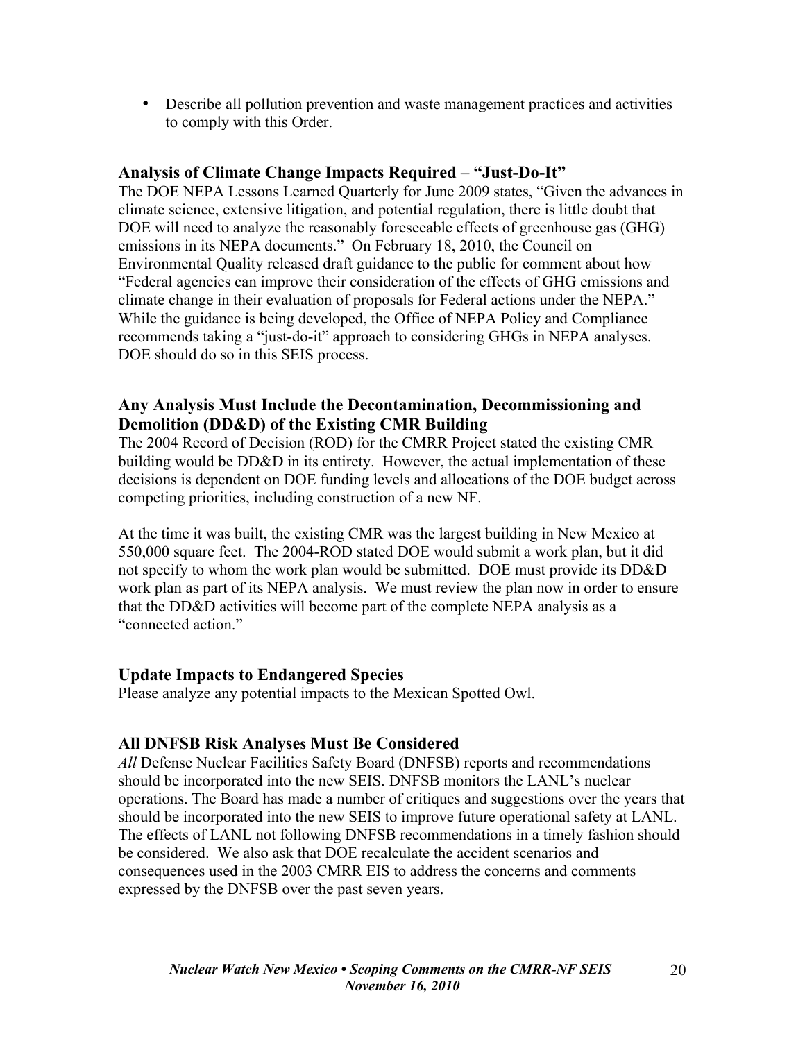- Describe all pollution prevention and waste management practices and activities to comply with this Order.

### Analysis of Climate Change Impacts Required – "Just-Do-It"

The DOE NEPA Lessons Learned Quarterly for June 2009 states, "Given the advances in climate science, extensive litigation, and potential regulation, there is little doubt that DOE will need to analyze the reasonably foreseeable effects of greenhouse gas (GHG) emissions in its NEPA documents." On February 18, 2010, the Council on Environmental Quality released draft guidance to the public for comment about how "Federal agencies can improve their consideration of the effects of GHG emissions and climate change in their evaluation of proposals for Federal actions under the NEPA." While the guidance is being developed, the Office of NEPA Policy and Compliance recommends taking a "just-do-it" approach to considering GHGs in NEPA analyses. DOE should do so in this SEIS process.

### Any Analysis Must Include the Decontamination, Decommissioning and Demolition (DD&D) of the Existing CMR Building

The 2004 Record of Decision (ROD) for the CMRR Project stated the existing CMR building would be DD&D in its entirety. However, the actual implementation of these decisions is dependent on DOE funding levels and allocations of the DOE budget across competing priorities, including construction of a new NF.

At the time it was built, the existing CMR was the largest building in New Mexico at 550,000 square feet. The 2004-ROD stated DOE would submit a work plan, but it did not specify to whom the work plan would be submitted. DOE must provide its DD&D work plan as part of its NEPA analysis. We must review the plan now in order to ensure that the DD&D activities will become part of the complete NEPA analysis as a "connected action."

### Update Impacts to Endangered Species

Please analyze any potential impacts to the Mexican Spotted Owl.

### All DNFSB Risk Analyses Must Be Considered

*All* Defense Nuclear Facilities Safety Board (DNFSB) reports and recommendations should be incorporated into the new SEIS. DNFSB monitors the LANL's nuclear operations. The Board has made a number of critiques and suggestions over the years that should be incorporated into the new SEIS to improve future operational safety at LANL. The effects of LANL not following DNFSB recommendations in a timely fashion should be considered. We also ask that DOE recalculate the accident scenarios and consequences used in the 2003 CMRR EIS to address the concerns and comments expressed by the DNFSB over the past seven years.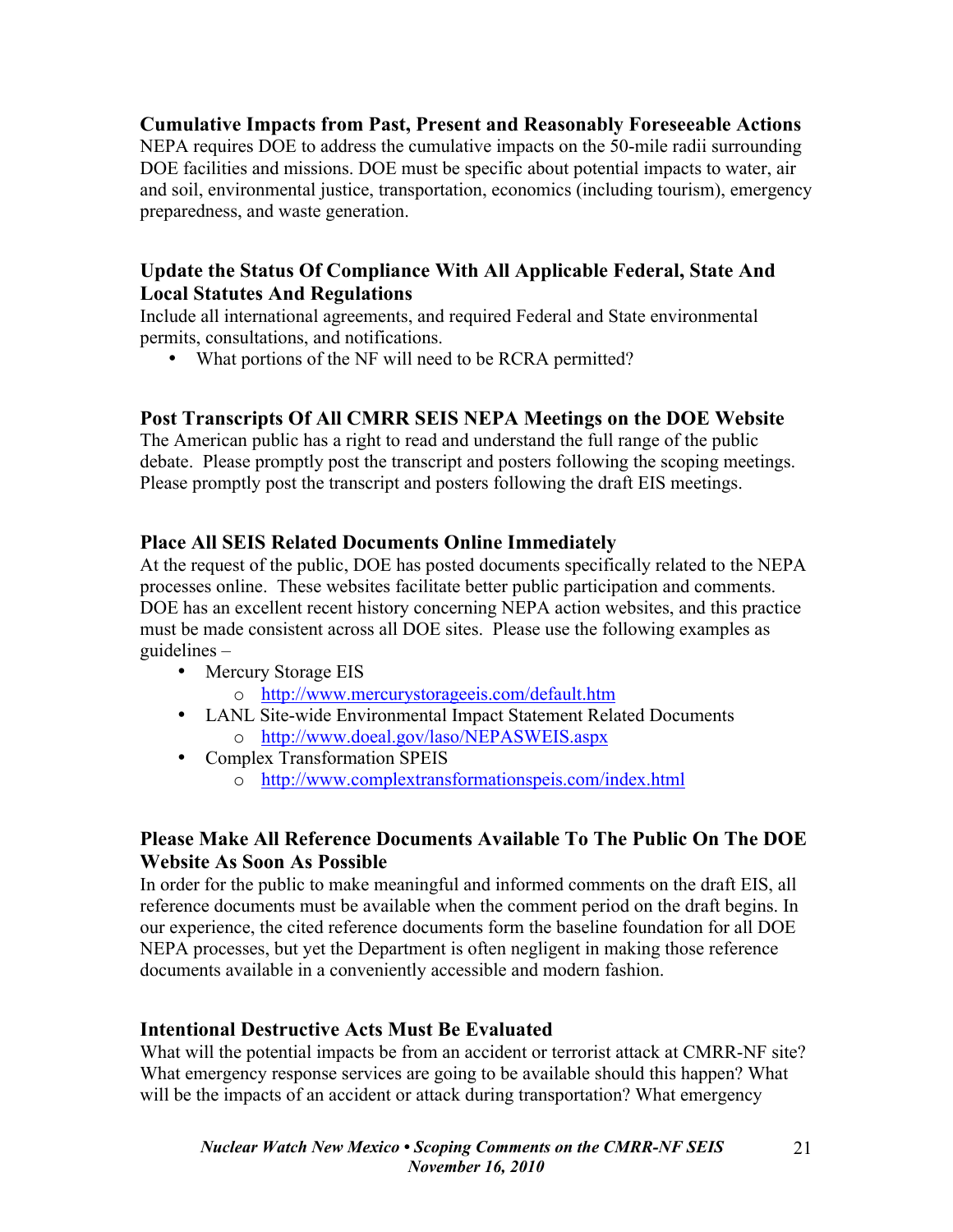### Cumulative Impacts from Past, Present and Reasonably Foreseeable Actions

NEPA requires DOE to address the cumulative impacts on the 50-mile radii surrounding DOE facilities and missions. DOE must be specific about potential impacts to water, air and soil, environmental justice, transportation, economics (including tourism), emergency preparedness, and waste generation.

### Update the Status Of Compliance With All Applicable Federal, State And Local Statutes And Regulations

Include all international agreements, and required Federal and State environmental permits, consultations, and notifications.

- What portions of the NF will need to be RCRA permitted?

### Post Transcripts Of All CMRR SEIS NEPA Meetings on the DOE Website

The American public has a right to read and understand the full range of the public debate. Please promptly post the transcript and posters following the scoping meetings. Please promptly post the transcript and posters following the draft EIS meetings.

### Place All SEIS Related Documents Online Immediately

At the request of the public, DOE has posted documents specifically related to the NEPA processes online. These websites facilitate better public participation and comments. DOE has an excellent recent history concerning NEPA action websites, and this practice must be made consistent across all DOE sites. Please use the following examples as guidelines –

- Mercury Storage EIS
  - http://www.mercurystorageeis.com/default.htm
- LANL Site-wide Environmental Impact Statement Related Documents
  - http://www.doeal.gov/laso/NEPASWEIS.aspx
- Complex Transformation SPEIS
  - http://www.complextransformationspeis.com/index.html

### Please Make All Reference Documents Available To The Public On The DOE Website As Soon As Possible

In order for the public to make meaningful and informed comments on the draft EIS, all reference documents must be available when the comment period on the draft begins. In our experience, the cited reference documents form the baseline foundation for all DOE NEPA processes, but yet the Department is often negligent in making those reference documents available in a conveniently accessible and modern fashion.

### Intentional Destructive Acts Must Be Evaluated

What will the potential impacts be from an accident or terrorist attack at CMRR-NF site? What emergency response services are going to be available should this happen? What will be the impacts of an accident or attack during transportation? What emergency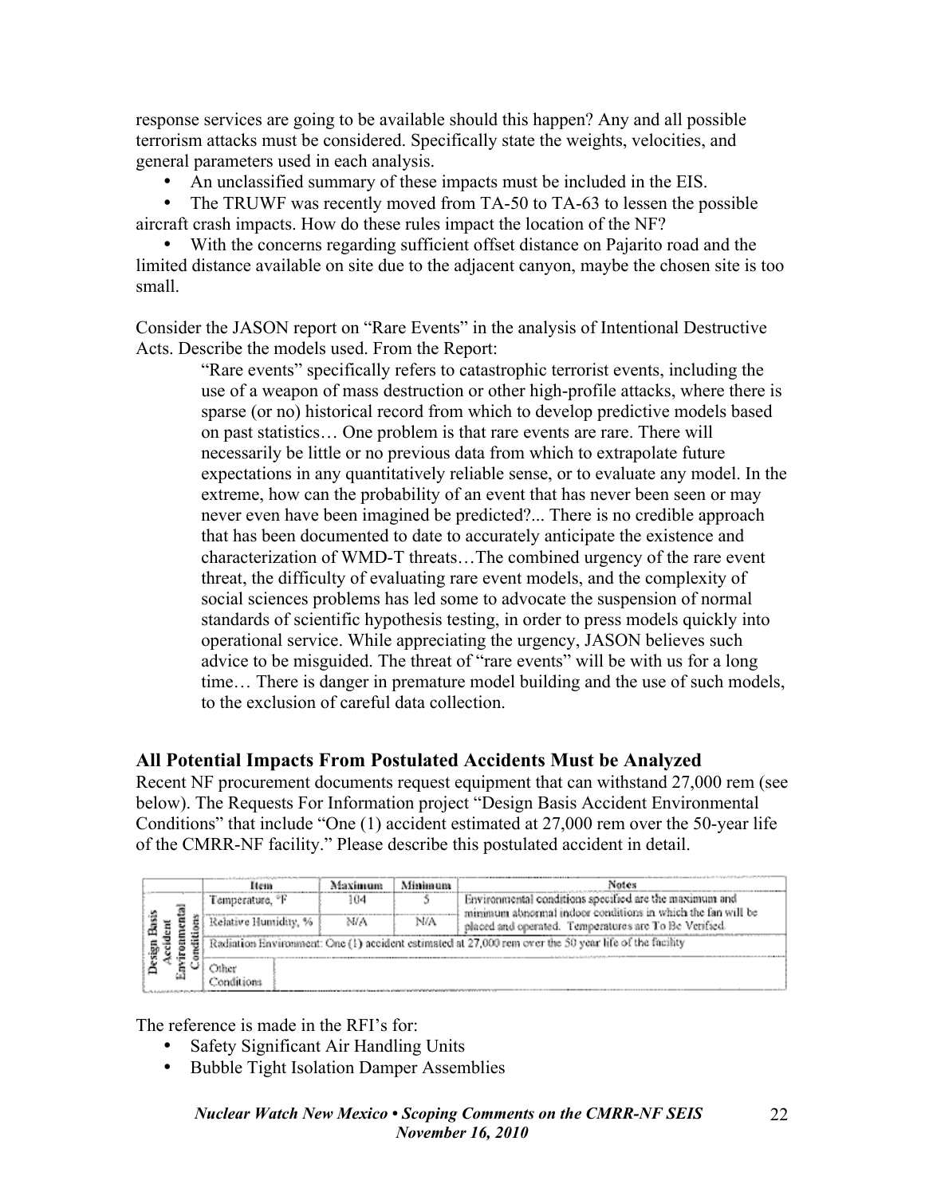response services are going to be available should this happen? Any and all possible terrorism attacks must be considered. Specifically state the weights, velocities, and general parameters used in each analysis.

- An unclassified summary of these impacts must be included in the EIS.
- The TRUWF was recently moved from TA-50 to TA-63 to lessen the possible aircraft crash impacts. How do these rules impact the location of the NF?
- With the concerns regarding sufficient offset distance on Pajarito road and the limited distance available on site due to the adjacent canyon, maybe the chosen site is too small.

Consider the JASON report on "Rare Events" in the analysis of Intentional Destructive Acts. Describe the models used. From the Report:

> "Rare events" specifically refers to catastrophic terrorist events, including the use of a weapon of mass destruction or other high-profile attacks, where there is sparse (or no) historical record from which to develop predictive models based on past statistics… One problem is that rare events are rare. There will necessarily be little or no previous data from which to extrapolate future expectations in any quantitatively reliable sense, or to evaluate any model. In the extreme, how can the probability of an event that has never been seen or may never even have been imagined be predicted?... There is no credible approach that has been documented to date to accurately anticipate the existence and characterization of WMD-T threats…The combined urgency of the rare event threat, the difficulty of evaluating rare event models, and the complexity of social sciences problems has led some to advocate the suspension of normal standards of scientific hypothesis testing, in order to press models quickly into operational service. While appreciating the urgency, JASON believes such advice to be misguided. The threat of "rare events" will be with us for a long time… There is danger in premature model building and the use of such models, to the exclusion of careful data collection.

## All Potential Impacts From Postulated Accidents Must be Analyzed

Recent NF procurement documents request equipment that can withstand 27,000 rem (see below). The Requests For Information project "Design Basis Accident Environmental Conditions" that include "One (1) accident estimated at 27,000 rem over the 50-year life of the CMRR-NF facility." Please describe this postulated accident in detail.

| | Item | Maximum | Minimum | Notes |
|---|---|---|---|---|
| Design Basis Accident Environmental Conditions | Temperature, °F | 104 | 5 | Environmental conditions specified are the maximum and minimum abnormal indoor conditions in which the fan will be placed and operated. Temperatures are To Be Verified. |
| | Relative Humidity, % | N/A | N/A | |
| | Radiation Environment: One (1) accident estimated at 27,000 rem over the 50 year life of the facility | | | |
| | Other Conditions | | | |

The reference is made in the RFI's for:

- Safety Significant Air Handling Units
- Bubble Tight Isolation Damper Assemblies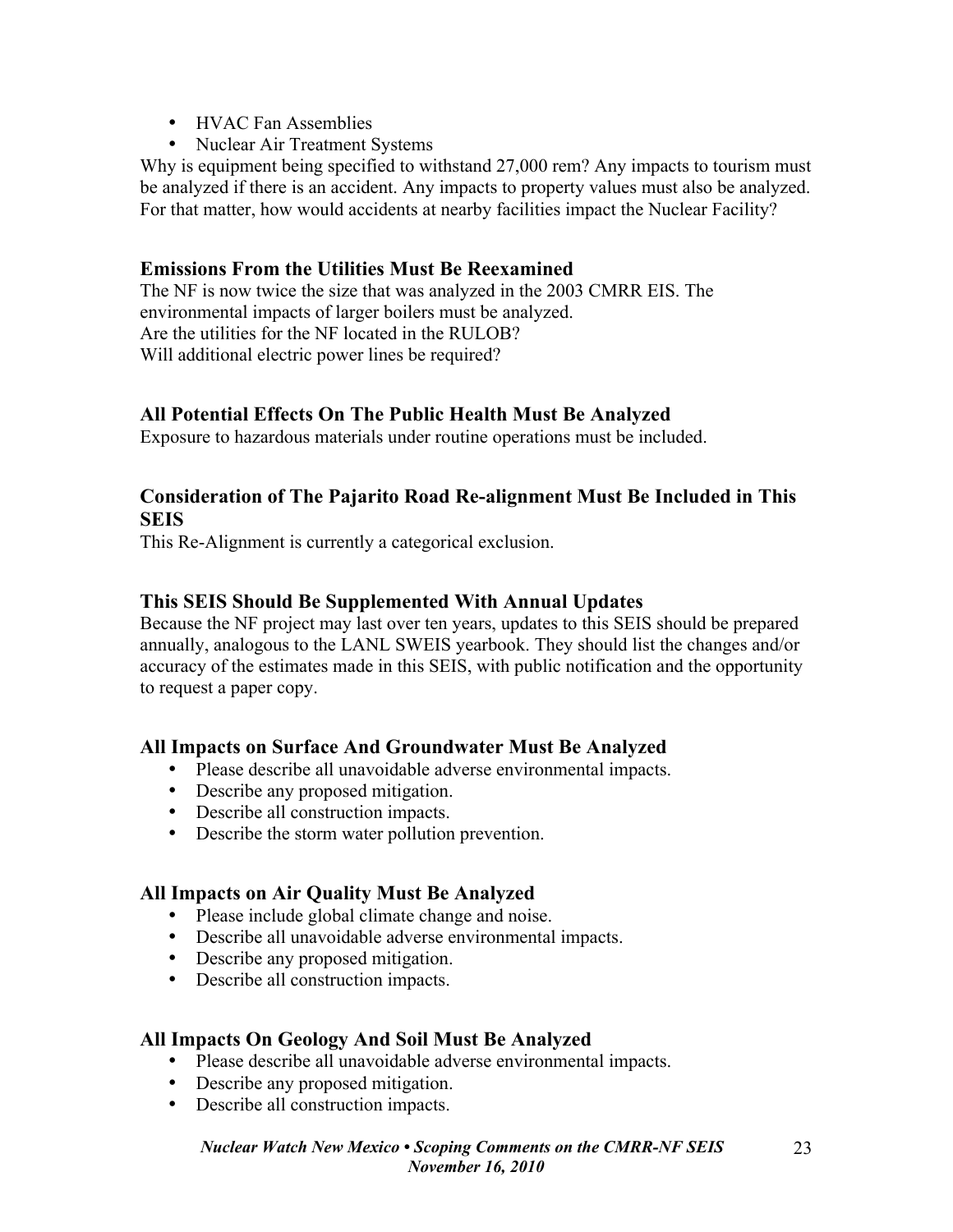- HVAC Fan Assemblies
- Nuclear Air Treatment Systems

Why is equipment being specified to withstand 27,000 rem? Any impacts to tourism must be analyzed if there is an accident. Any impacts to property values must also be analyzed. For that matter, how would accidents at nearby facilities impact the Nuclear Facility?

### Emissions From the Utilities Must Be Reexamined

The NF is now twice the size that was analyzed in the 2003 CMRR EIS. The environmental impacts of larger boilers must be analyzed.
Are the utilities for the NF located in the RULOB?
Will additional electric power lines be required?

### All Potential Effects On The Public Health Must Be Analyzed

Exposure to hazardous materials under routine operations must be included.

### Consideration of The Pajarito Road Re-alignment Must Be Included in This SEIS

This Re-Alignment is currently a categorical exclusion.

### This SEIS Should Be Supplemented With Annual Updates

Because the NF project may last over ten years, updates to this SEIS should be prepared annually, analogous to the LANL SWEIS yearbook. They should list the changes and/or accuracy of the estimates made in this SEIS, with public notification and the opportunity to request a paper copy.

### All Impacts on Surface And Groundwater Must Be Analyzed

- Please describe all unavoidable adverse environmental impacts.
- Describe any proposed mitigation.
- Describe all construction impacts.
- Describe the storm water pollution prevention.

### All Impacts on Air Quality Must Be Analyzed

- Please include global climate change and noise.
- Describe all unavoidable adverse environmental impacts.
- Describe any proposed mitigation.
- Describe all construction impacts.

### All Impacts On Geology And Soil Must Be Analyzed

- Please describe all unavoidable adverse environmental impacts.
- Describe any proposed mitigation.
- Describe all construction impacts.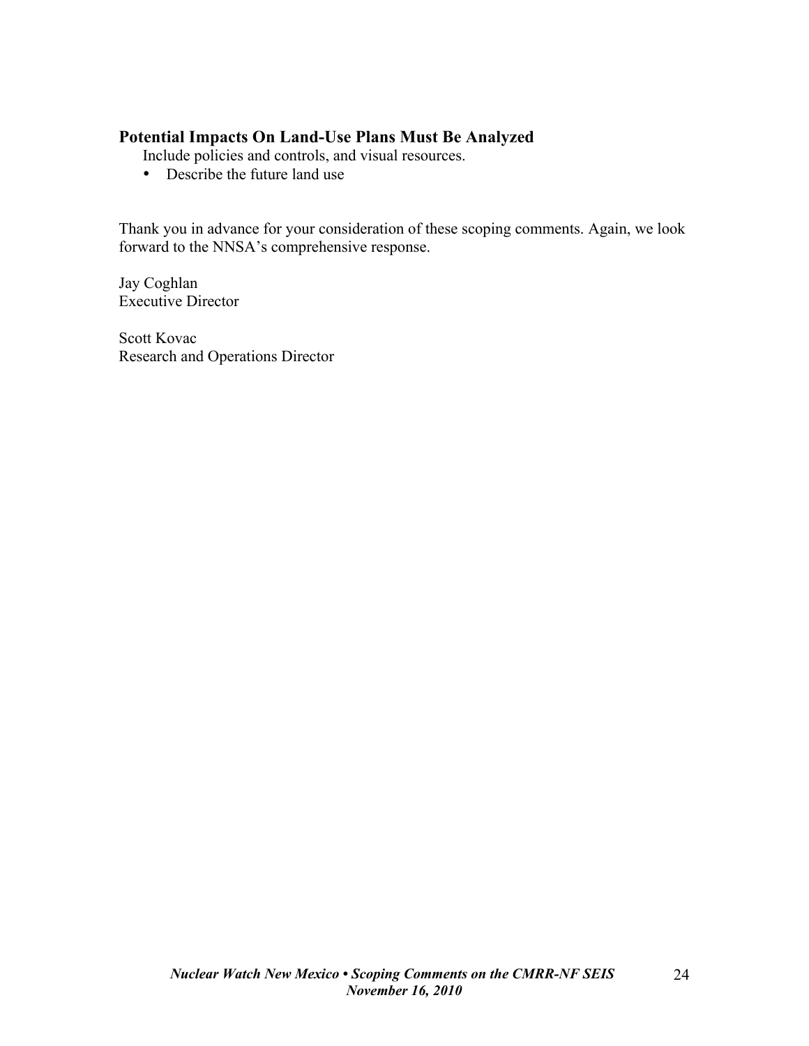**Potential Impacts On Land-Use Plans Must Be Analyzed**

Include policies and controls, and visual resources.

- Describe the future land use

Thank you in advance for your consideration of these scoping comments. Again, we look forward to the NNSA's comprehensive response.

Jay Coghlan
Executive Director

Scott Kovac
Research and Operations Director